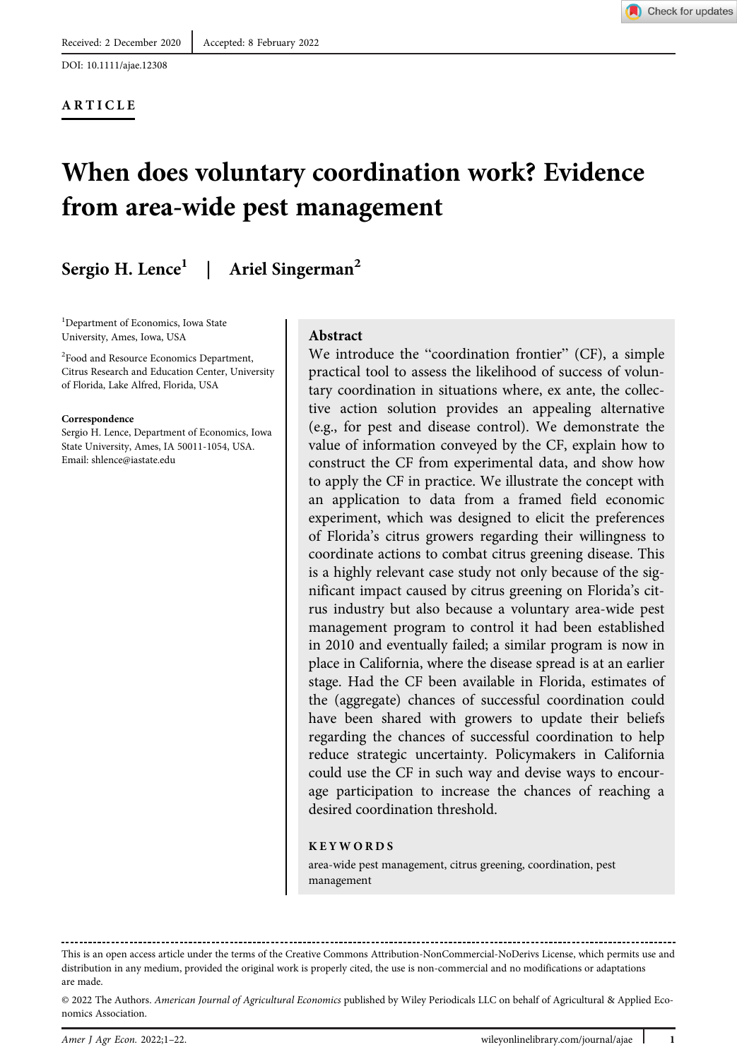Received: 2 December 2020 | Accepted: 8 February 2022

DOI: 10.1111/ajae.12308

ARTICLE

# When does voluntary coordination work? Evidence from area-wide pest management

**Sergio H. Lence[1] | Ariel Singerman[2]**

[1]Department of Economics, Iowa State University, Ames, Iowa, USA

[2]Food and Resource Economics Department, Citrus Research and Education Center, University of Florida, Lake Alfred, Florida, USA

**Correspondence**
Sergio H. Lence, Department of Economics, Iowa State University, Ames, IA 50011-1054, USA.
Email: shlence@iastate.edu

## Abstract

We introduce the "coordination frontier" (CF), a simple practical tool to assess the likelihood of success of voluntary coordination in situations where, ex ante, the collective action solution provides an appealing alternative (e.g., for pest and disease control). We demonstrate the value of information conveyed by the CF, explain how to construct the CF from experimental data, and show how to apply the CF in practice. We illustrate the concept with an application to data from a framed field economic experiment, which was designed to elicit the preferences of Florida's citrus growers regarding their willingness to coordinate actions to combat citrus greening disease. This is a highly relevant case study not only because of the significant impact caused by citrus greening on Florida's citrus industry but also because a voluntary area-wide pest management program to control it had been established in 2010 and eventually failed; a similar program is now in place in California, where the disease spread is at an earlier stage. Had the CF been available in Florida, estimates of the (aggregate) chances of successful coordination could have been shared with growers to update their beliefs regarding the chances of successful coordination to help reduce strategic uncertainty. Policymakers in California could use the CF in such way and devise ways to encourage participation to increase the chances of reaching a desired coordination threshold.

**KEYWORDS**

area-wide pest management, citrus greening, coordination, pest management

---

This is an open access article under the terms of the Creative Commons Attribution-NonCommercial-NoDerivs License, which permits use and distribution in any medium, provided the original work is properly cited, the use is non-commercial and no modifications or adaptations are made.

© 2022 The Authors. *American Journal of Agricultural Economics* published by Wiley Periodicals LLC on behalf of Agricultural & Applied Economics Association.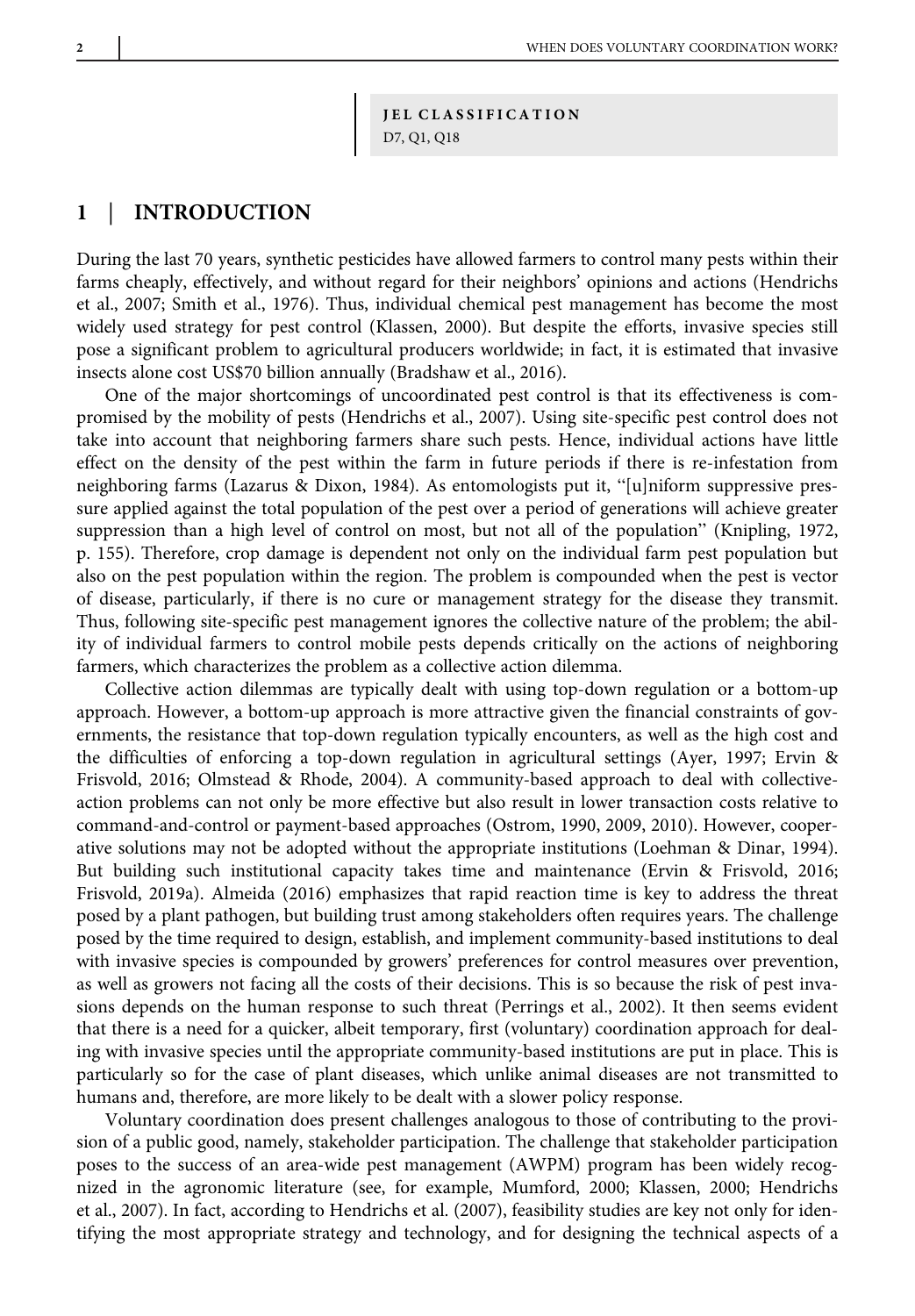**JEL CLASSIFICATION**
D7, Q1, Q18

## 1 | INTRODUCTION

During the last 70 years, synthetic pesticides have allowed farmers to control many pests within their farms cheaply, effectively, and without regard for their neighbors' opinions and actions (Hendrichs et al., 2007; Smith et al., 1976). Thus, individual chemical pest management has become the most widely used strategy for pest control (Klassen, 2000). But despite the efforts, invasive species still pose a significant problem to agricultural producers worldwide; in fact, it is estimated that invasive insects alone cost US$70 billion annually (Bradshaw et al., 2016).

One of the major shortcomings of uncoordinated pest control is that its effectiveness is compromised by the mobility of pests (Hendrichs et al., 2007). Using site-specific pest control does not take into account that neighboring farmers share such pests. Hence, individual actions have little effect on the density of the pest within the farm in future periods if there is re-infestation from neighboring farms (Lazarus & Dixon, 1984). As entomologists put it, "[u]niform suppressive pressure applied against the total population of the pest over a period of generations will achieve greater suppression than a high level of control on most, but not all of the population" (Knipling, 1972, p. 155). Therefore, crop damage is dependent not only on the individual farm pest population but also on the pest population within the region. The problem is compounded when the pest is vector of disease, particularly, if there is no cure or management strategy for the disease they transmit. Thus, following site-specific pest management ignores the collective nature of the problem; the ability of individual farmers to control mobile pests depends critically on the actions of neighboring farmers, which characterizes the problem as a collective action dilemma.

Collective action dilemmas are typically dealt with using top-down regulation or a bottom-up approach. However, a bottom-up approach is more attractive given the financial constraints of governments, the resistance that top-down regulation typically encounters, as well as the high cost and the difficulties of enforcing a top-down regulation in agricultural settings (Ayer, 1997; Ervin & Frisvold, 2016; Olmstead & Rhode, 2004). A community-based approach to deal with collective-action problems can not only be more effective but also result in lower transaction costs relative to command-and-control or payment-based approaches (Ostrom, 1990, 2009, 2010). However, cooperative solutions may not be adopted without the appropriate institutions (Loehman & Dinar, 1994). But building such institutional capacity takes time and maintenance (Ervin & Frisvold, 2016; Frisvold, 2019a). Almeida (2016) emphasizes that rapid reaction time is key to address the threat posed by a plant pathogen, but building trust among stakeholders often requires years. The challenge posed by the time required to design, establish, and implement community-based institutions to deal with invasive species is compounded by growers' preferences for control measures over prevention, as well as growers not facing all the costs of their decisions. This is so because the risk of pest invasions depends on the human response to such threat (Perrings et al., 2002). It then seems evident that there is a need for a quicker, albeit temporary, first (voluntary) coordination approach for dealing with invasive species until the appropriate community-based institutions are put in place. This is particularly so for the case of plant diseases, which unlike animal diseases are not transmitted to humans and, therefore, are more likely to be dealt with a slower policy response.

Voluntary coordination does present challenges analogous to those of contributing to the provision of a public good, namely, stakeholder participation. The challenge that stakeholder participation poses to the success of an area-wide pest management (AWPM) program has been widely recognized in the agronomic literature (see, for example, Mumford, 2000; Klassen, 2000; Hendrichs et al., 2007). In fact, according to Hendrichs et al. (2007), feasibility studies are key not only for identifying the most appropriate strategy and technology, and for designing the technical aspects of a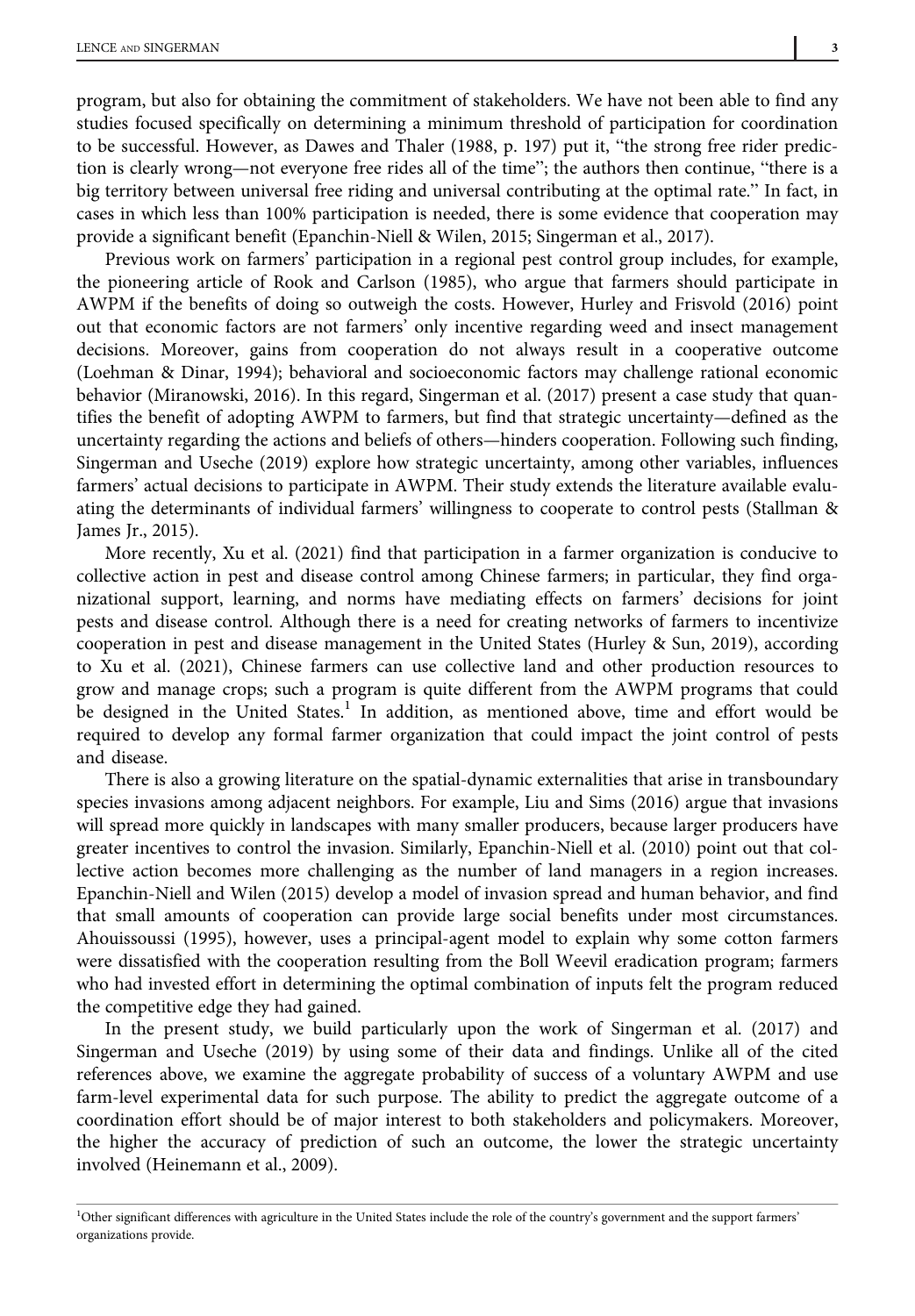program, but also for obtaining the commitment of stakeholders. We have not been able to find any studies focused specifically on determining a minimum threshold of participation for coordination to be successful. However, as Dawes and Thaler (1988, p. 197) put it, "the strong free rider prediction is clearly wrong—not everyone free rides all of the time"; the authors then continue, "there is a big territory between universal free riding and universal contributing at the optimal rate." In fact, in cases in which less than 100% participation is needed, there is some evidence that cooperation may provide a significant benefit (Epanchin-Niell & Wilen, 2015; Singerman et al., 2017).

Previous work on farmers' participation in a regional pest control group includes, for example, the pioneering article of Rook and Carlson (1985), who argue that farmers should participate in AWPM if the benefits of doing so outweigh the costs. However, Hurley and Frisvold (2016) point out that economic factors are not farmers' only incentive regarding weed and insect management decisions. Moreover, gains from cooperation do not always result in a cooperative outcome (Loehman & Dinar, 1994); behavioral and socioeconomic factors may challenge rational economic behavior (Miranowski, 2016). In this regard, Singerman et al. (2017) present a case study that quantifies the benefit of adopting AWPM to farmers, but find that strategic uncertainty—defined as the uncertainty regarding the actions and beliefs of others—hinders cooperation. Following such finding, Singerman and Useche (2019) explore how strategic uncertainty, among other variables, influences farmers' actual decisions to participate in AWPM. Their study extends the literature available evaluating the determinants of individual farmers' willingness to cooperate to control pests (Stallman & James Jr., 2015).

More recently, Xu et al. (2021) find that participation in a farmer organization is conducive to collective action in pest and disease control among Chinese farmers; in particular, they find organizational support, learning, and norms have mediating effects on farmers' decisions for joint pests and disease control. Although there is a need for creating networks of farmers to incentivize cooperation in pest and disease management in the United States (Hurley & Sun, 2019), according to Xu et al. (2021), Chinese farmers can use collective land and other production resources to grow and manage crops; such a program is quite different from the AWPM programs that could be designed in the United States.[1] In addition, as mentioned above, time and effort would be required to develop any formal farmer organization that could impact the joint control of pests and disease.

There is also a growing literature on the spatial-dynamic externalities that arise in transboundary species invasions among adjacent neighbors. For example, Liu and Sims (2016) argue that invasions will spread more quickly in landscapes with many smaller producers, because larger producers have greater incentives to control the invasion. Similarly, Epanchin-Niell et al. (2010) point out that collective action becomes more challenging as the number of land managers in a region increases. Epanchin-Niell and Wilen (2015) develop a model of invasion spread and human behavior, and find that small amounts of cooperation can provide large social benefits under most circumstances. Ahouissoussi (1995), however, uses a principal-agent model to explain why some cotton farmers were dissatisfied with the cooperation resulting from the Boll Weevil eradication program; farmers who had invested effort in determining the optimal combination of inputs felt the program reduced the competitive edge they had gained.

In the present study, we build particularly upon the work of Singerman et al. (2017) and Singerman and Useche (2019) by using some of their data and findings. Unlike all of the cited references above, we examine the aggregate probability of success of a voluntary AWPM and use farm-level experimental data for such purpose. The ability to predict the aggregate outcome of a coordination effort should be of major interest to both stakeholders and policymakers. Moreover, the higher the accuracy of prediction of such an outcome, the lower the strategic uncertainty involved (Heinemann et al., 2009).

[1] Other significant differences with agriculture in the United States include the role of the country's government and the support farmers' organizations provide.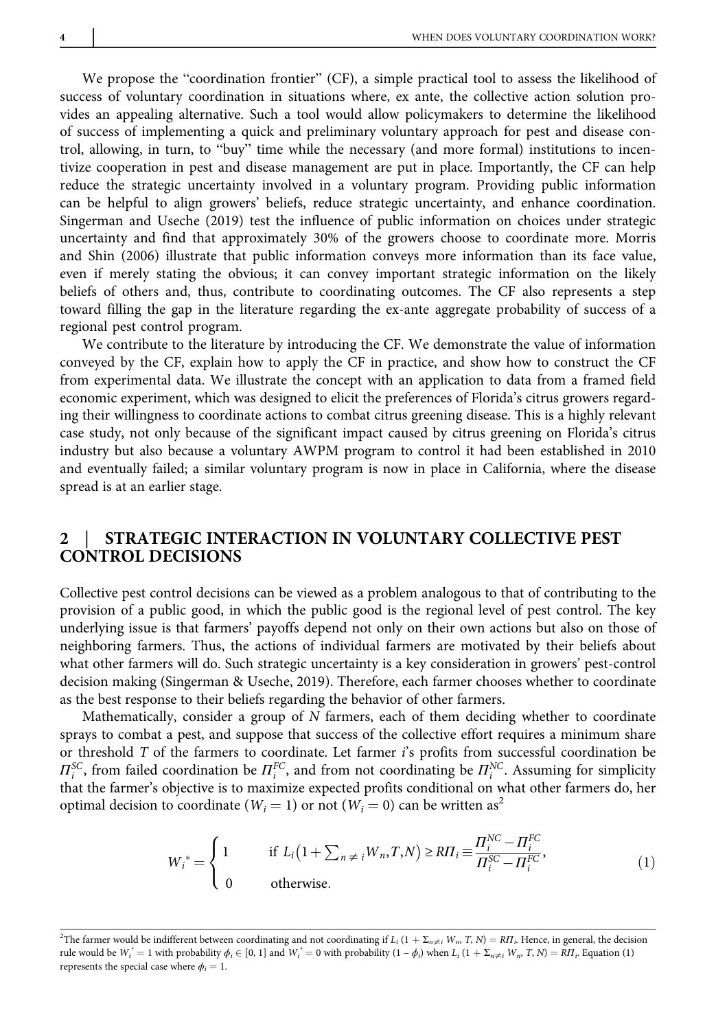We propose the "coordination frontier" (CF), a simple practical tool to assess the likelihood of success of voluntary coordination in situations where, ex ante, the collective action solution provides an appealing alternative. Such a tool would allow policymakers to determine the likelihood of success of implementing a quick and preliminary voluntary approach for pest and disease control, allowing, in turn, to "buy" time while the necessary (and more formal) institutions to incentivize cooperation in pest and disease management are put in place. Importantly, the CF can help reduce the strategic uncertainty involved in a voluntary program. Providing public information can be helpful to align growers' beliefs, reduce strategic uncertainty, and enhance coordination. Singerman and Useche (2019) test the influence of public information on choices under strategic uncertainty and find that approximately 30% of the growers choose to coordinate more. Morris and Shin (2006) illustrate that public information conveys more information than its face value, even if merely stating the obvious; it can convey important strategic information on the likely beliefs of others and, thus, contribute to coordinating outcomes. The CF also represents a step toward filling the gap in the literature regarding the ex-ante aggregate probability of success of a regional pest control program.

We contribute to the literature by introducing the CF. We demonstrate the value of information conveyed by the CF, explain how to apply the CF in practice, and show how to construct the CF from experimental data. We illustrate the concept with an application to data from a framed field economic experiment, which was designed to elicit the preferences of Florida's citrus growers regarding their willingness to coordinate actions to combat citrus greening disease. This is a highly relevant case study, not only because of the significant impact caused by citrus greening on Florida's citrus industry but also because a voluntary AWPM program to control it had been established in 2010 and eventually failed; a similar voluntary program is now in place in California, where the disease spread is at an earlier stage.

## 2 | STRATEGIC INTERACTION IN VOLUNTARY COLLECTIVE PEST CONTROL DECISIONS

Collective pest control decisions can be viewed as a problem analogous to that of contributing to the provision of a public good, in which the public good is the regional level of pest control. The key underlying issue is that farmers' payoffs depend not only on their own actions but also on those of neighboring farmers. Thus, the actions of individual farmers are motivated by their beliefs about what other farmers will do. Such strategic uncertainty is a key consideration in growers' pest-control decision making (Singerman & Useche, 2019). Therefore, each farmer chooses whether to coordinate as the best response to their beliefs regarding the behavior of other farmers.

Mathematically, consider a group of $N$ farmers, each of them deciding whether to coordinate sprays to combat a pest, and suppose that success of the collective effort requires a minimum share or threshold $T$ of the farmers to coordinate. Let farmer $i$'s profits from successful coordination be $\Pi_i^{SC}$, from failed coordination be $\Pi_i^{FC}$, and from not coordinating be $\Pi_i^{NC}$. Assuming for simplicity that the farmer's objective is to maximize expected profits conditional on what other farmers do, her optimal decision to coordinate ($W_i = 1$) or not ($W_i = 0$) can be written as[2]

$$
W_i^* = \begin{cases} 1 & \text{if } L_i\left(1 + \sum_{n \neq i} W_n, T, N\right) \geq R\Pi_i \equiv \dfrac{\Pi_i^{NC} - \Pi_i^{FC}}{\Pi_i^{SC} - \Pi_i^{FC}}, \\ 0 & \text{otherwise.} \end{cases} \tag{1}
$$

[2]The farmer would be indifferent between coordinating and not coordinating if $L_i\,(1 + \Sigma_{n \neq i} W_n, T, N) = R\Pi_i$. Hence, in general, the decision rule would be $W_i^* = 1$ with probability $\phi_i \in [0, 1]$ and $W_i^* = 0$ with probability $(1 - \phi_i)$ when $L_i\,(1 + \Sigma_{n \neq i} W_n, T, N) = R\Pi_i$. Equation (1) represents the special case where $\phi_i = 1$.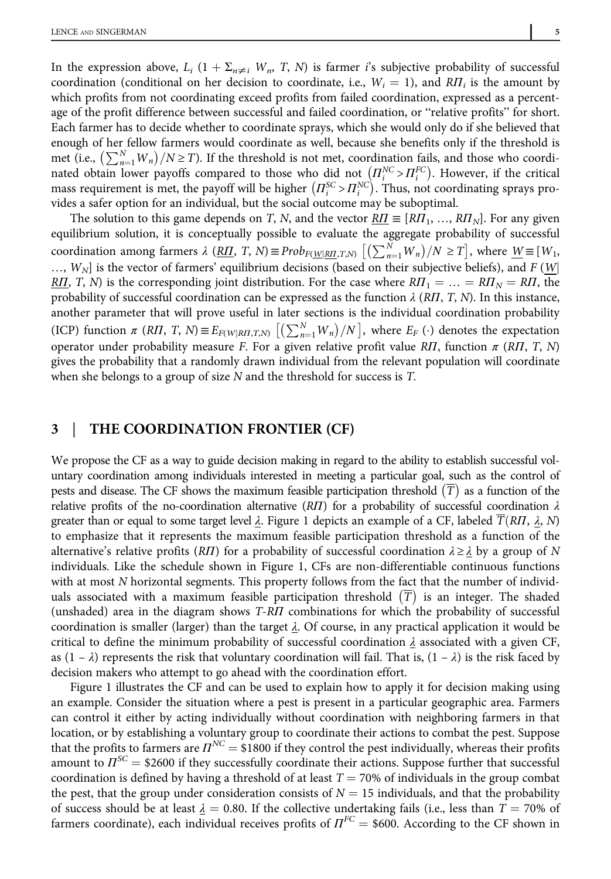In the expression above, $L_i$ ($1 + \Sigma_{n \neq i} W_n$, $T$, $N$) is farmer $i$'s subjective probability of successful coordination (conditional on her decision to coordinate, i.e., $W_i = 1$), and $R\Pi_i$ is the amount by which profits from not coordinating exceed profits from failed coordination, expressed as a percentage of the profit difference between successful and failed coordination, or "relative profits" for short. Each farmer has to decide whether to coordinate sprays, which she would only do if she believed that enough of her fellow farmers would coordinate as well, because she benefits only if the threshold is met (i.e., $\left(\sum_{n=1}^{N} W_n\right)/N \geq T$). If the threshold is not met, coordination fails, and those who coordinated obtain lower payoffs compared to those who did not $\left(\Pi_i^{NC} > \Pi_i^{FC}\right)$. However, if the critical mass requirement is met, the payoff will be higher $\left(\Pi_i^{SC} > \Pi_i^{NC}\right)$. Thus, not coordinating sprays provides a safer option for an individual, but the social outcome may be suboptimal.

The solution to this game depends on $T$, $N$, and the vector $\underline{R\Pi} \equiv [R\Pi_1, \ldots, R\Pi_N]$. For any given equilibrium solution, it is conceptually possible to evaluate the aggregate probability of successful coordination among farmers $\lambda$ $(\underline{R\Pi}, T, N) \equiv Prob_{F(\underline{W}|\underline{R\Pi},T,N)} \left[\left(\sum_{n=1}^{N} W_n\right)/N \geq T\right]$, where $\underline{W} \equiv [W_1, \ldots, W_N]$ is the vector of farmers' equilibrium decisions (based on their subjective beliefs), and $F$ $(\underline{W}|\underline{R\Pi}, T, N)$ is the corresponding joint distribution. For the case where $R\Pi_1 = \ldots = R\Pi_N = R\Pi$, the probability of successful coordination can be expressed as the function $\lambda$ $(R\Pi, T, N)$. In this instance, another parameter that will prove useful in later sections is the individual coordination probability (ICP) function $\pi$ $(R\Pi, T, N) \equiv E_{F(W|R\Pi,T,N)} \left[\left(\sum_{n=1}^{N} W_n\right)/N\right]$, where $E_F$ $(\cdot)$ denotes the expectation operator under probability measure $F$. For a given relative profit value $R\Pi$, function $\pi$ $(R\Pi, T, N)$ gives the probability that a randomly drawn individual from the relevant population will coordinate when she belongs to a group of size $N$ and the threshold for success is $T$.

## 3 | THE COORDINATION FRONTIER (CF)

We propose the CF as a way to guide decision making in regard to the ability to establish successful voluntary coordination among individuals interested in meeting a particular goal, such as the control of pests and disease. The CF shows the maximum feasible participation threshold $\left(\overline{T}\right)$ as a function of the relative profits of the no-coordination alternative ($R\Pi$) for a probability of successful coordination $\lambda$ greater than or equal to some target level $\underline{\lambda}$. Figure 1 depicts an example of a CF, labeled $\overline{T}(R\Pi, \underline{\lambda}, N)$ to emphasize that it represents the maximum feasible participation threshold as a function of the alternative's relative profits ($R\Pi$) for a probability of successful coordination $\lambda \geq \underline{\lambda}$ by a group of $N$ individuals. Like the schedule shown in Figure 1, CFs are non-differentiable continuous functions with at most $N$ horizontal segments. This property follows from the fact that the number of individuals associated with a maximum feasible participation threshold $\left(\overline{T}\right)$ is an integer. The shaded (unshaded) area in the diagram shows $T$-$R\Pi$ combinations for which the probability of successful coordination is smaller (larger) than the target $\underline{\lambda}$. Of course, in any practical application it would be critical to define the minimum probability of successful coordination $\underline{\lambda}$ associated with a given CF, as $(1 - \lambda)$ represents the risk that voluntary coordination will fail. That is, $(1 - \lambda)$ is the risk faced by decision makers who attempt to go ahead with the coordination effort.

Figure 1 illustrates the CF and can be used to explain how to apply it for decision making using an example. Consider the situation where a pest is present in a particular geographic area. Farmers can control it either by acting individually without coordination with neighboring farmers in that location, or by establishing a voluntary group to coordinate their actions to combat the pest. Suppose that the profits to farmers are $\Pi^{NC} = \$1800$ if they control the pest individually, whereas their profits amount to $\Pi^{SC} = \$2600$ if they successfully coordinate their actions. Suppose further that successful coordination is defined by having a threshold of at least $T = 70\%$ of individuals in the group combat the pest, that the group under consideration consists of $N = 15$ individuals, and that the probability of success should be at least $\underline{\lambda} = 0.80$. If the collective undertaking fails (i.e., less than $T = 70\%$ of farmers coordinate), each individual receives profits of $\Pi^{FC} = \$600$. According to the CF shown in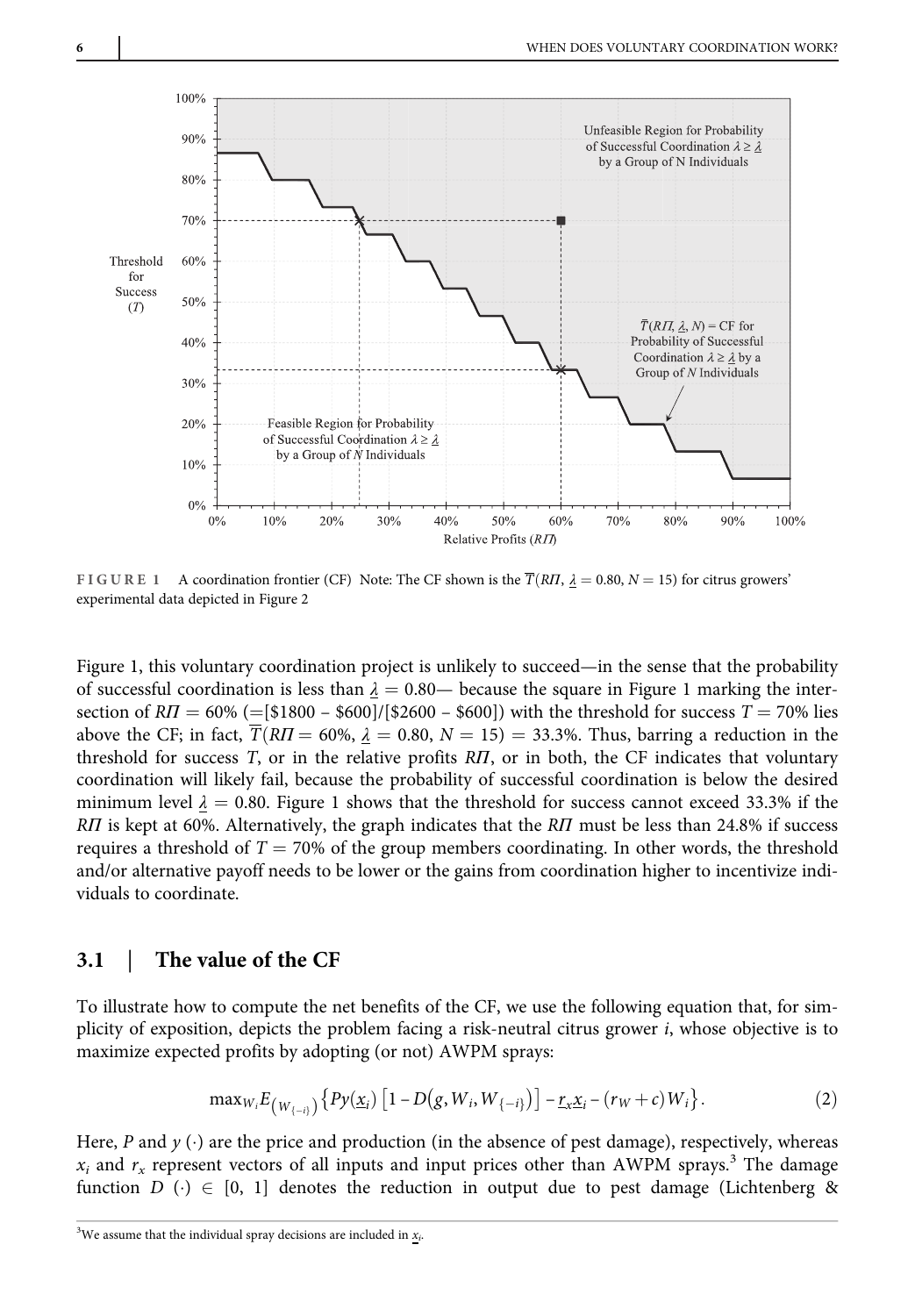FIGURE 1 A coordination frontier (CF) Note: The CF shown is the $\overline{T}(R\Pi, \underline{\lambda} = 0.80, N = 15)$ for citrus growers' experimental data depicted in Figure 2

Figure 1, this voluntary coordination project is unlikely to succeed—in the sense that the probability of successful coordination is less than $\underline{\lambda} = 0.80$— because the square in Figure 1 marking the intersection of $R\Pi = 60\%$ (=[\$1800 – \$600]/[\$2600 – \$600]) with the threshold for success $T = 70\%$ lies above the CF; in fact, $\overline{T}(R\Pi = 60\%, \underline{\lambda} = 0.80, N = 15) = 33.3\%$. Thus, barring a reduction in the threshold for success $T$, or in the relative profits $R\Pi$, or in both, the CF indicates that voluntary coordination will likely fail, because the probability of successful coordination is below the desired minimum level $\underline{\lambda} = 0.80$. Figure 1 shows that the threshold for success cannot exceed 33.3% if the $R\Pi$ is kept at 60%. Alternatively, the graph indicates that the $R\Pi$ must be less than 24.8% if success requires a threshold of $T = 70\%$ of the group members coordinating. In other words, the threshold and/or alternative payoff needs to be lower or the gains from coordination higher to incentivize individuals to coordinate.

## 3.1 | The value of the CF

To illustrate how to compute the net benefits of the CF, we use the following equation that, for simplicity of exposition, depicts the problem facing a risk-neutral citrus grower $i$, whose objective is to maximize expected profits by adopting (or not) AWPM sprays:

$$\max_{W_i} E_{\left(W_{\{-i\}}\right)} \left\{ Py(\underline{x}_i) \left[ 1 - D\left(g, W_i, W_{\{-i\}}\right) \right] - \underline{r}_x \underline{x}_i - (r_W + c) W_i \right\}. \tag{2}$$

Here, $P$ and $y(\cdot)$ are the price and production (in the absence of pest damage), respectively, whereas $x_i$ and $r_x$ represent vectors of all inputs and input prices other than AWPM sprays.[3] The damage function $D(\cdot) \in [0, 1]$ denotes the reduction in output due to pest damage (Lichtenberg &

[3]We assume that the individual spray decisions are included in $\underline{x}_i$.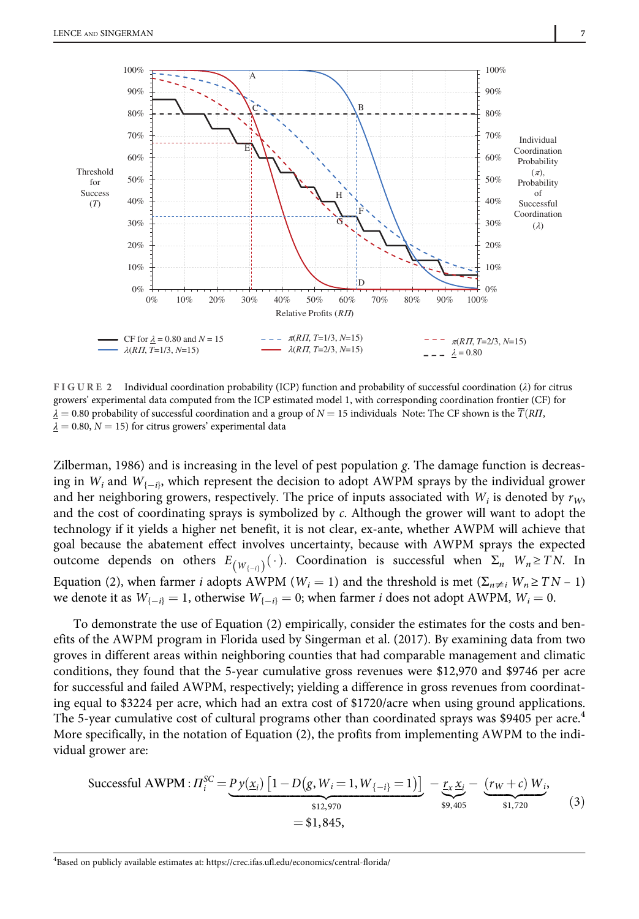FIGURE 2 Individual coordination probability (ICP) function and probability of successful coordination ($\lambda$) for citrus growers' experimental data computed from the ICP estimated model 1, with corresponding coordination frontier (CF) for $\underline{\lambda} = 0.80$ probability of successful coordination and a group of $N = 15$ individuals Note: The CF shown is the $\overline{T}(R\Pi, \underline{\lambda} = 0.80, N = 15)$ for citrus growers' experimental data

Zilberman, 1986) and is increasing in the level of pest population $g$. The damage function is decreasing in $W_i$ and $W_{\{-i\}}$, which represent the decision to adopt AWPM sprays by the individual grower and her neighboring growers, respectively. The price of inputs associated with $W_i$ is denoted by $r_W$, and the cost of coordinating sprays is symbolized by $c$. Although the grower will want to adopt the technology if it yields a higher net benefit, it is not clear, ex-ante, whether AWPM will achieve that goal because the abatement effect involves uncertainty, because with AWPM sprays the expected outcome depends on others $E_{\left(W_{\{-i\}}\right)}(\cdot)$. Coordination is successful when $\Sigma_n \; W_n \geq TN$. In Equation (2), when farmer $i$ adopts AWPM ($W_i = 1$) and the threshold is met ($\Sigma_{n \neq i} \; W_n \geq TN - 1$) we denote it as $W_{\{-i\}} = 1$, otherwise $W_{\{-i\}} = 0$; when farmer $i$ does not adopt AWPM, $W_i = 0$.

To demonstrate the use of Equation (2) empirically, consider the estimates for the costs and benefits of the AWPM program in Florida used by Singerman et al. (2017). By examining data from two groves in different areas within neighboring counties that had comparable management and climatic conditions, they found that the 5-year cumulative gross revenues were \$12,970 and \$9746 per acre for successful and failed AWPM, respectively; yielding a difference in gross revenues from coordinating equal to \$3224 per acre, which had an extra cost of \$1720/acre when using ground applications. The 5-year cumulative cost of cultural programs other than coordinated sprays was \$9405 per acre.[4] More specifically, in the notation of Equation (2), the profits from implementing AWPM to the individual grower are:

$$\text{Successful AWPM}: \Pi_i^{SC} = \underbrace{P\,y(\underline{x}_i)\left[1 - D\left(g, W_i = 1, W_{\{-i\}} = 1\right)\right]}_{\$12,970} - \underbrace{\underline{r}_x\,\underline{x}_i}_{\$9,405} - \underbrace{(r_W + c)\,W_i}_{\$1,720} = \$1,845, \tag{3}$$

[4]Based on publicly available estimates at: https://crec.ifas.ufl.edu/economics/central-florida/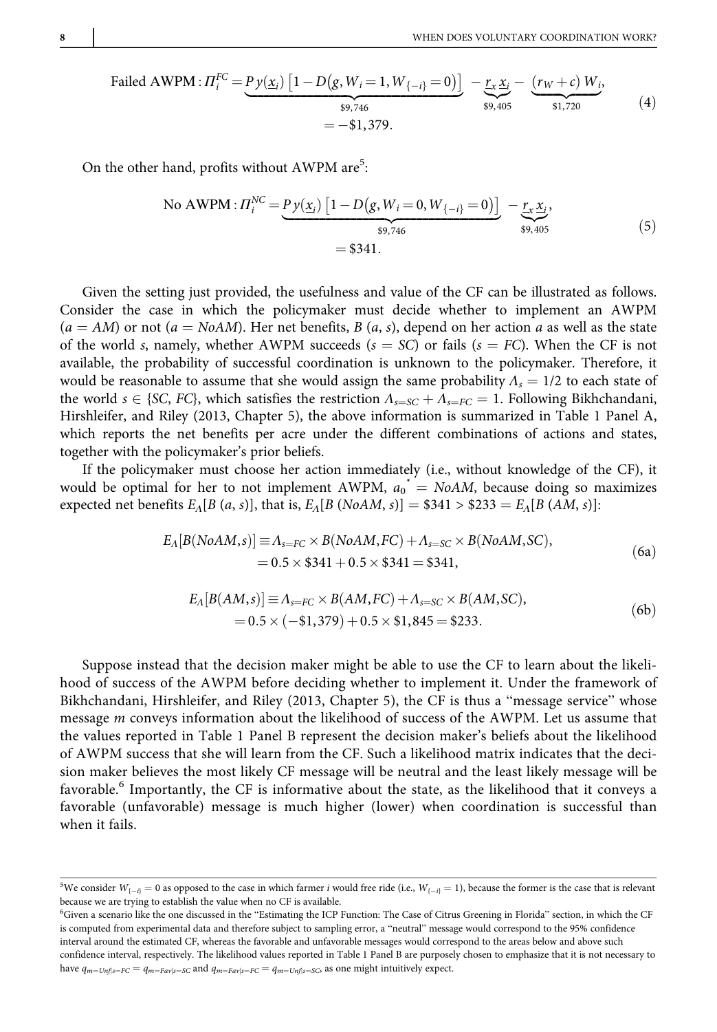$$\text{Failed AWPM}: \Pi_i^{FC} = \underbrace{P\,y(\underline{x}_i)\left[1 - D\left(g, W_i = 1, W_{\{-i\}} = 0\right)\right]}_{\$9{,}746} - \underbrace{\underline{r}_x\,\underline{x}_i}_{\$9{,}405} - \underbrace{(r_W + c)\,W_i}_{\$1{,}720}, \\ = -\$1{,}379. \tag{4}$$

On the other hand, profits without AWPM are[5]:

$$\text{No AWPM}: \Pi_i^{NC} = \underbrace{P\,y(\underline{x}_i)\left[1 - D\left(g, W_i = 0, W_{\{-i\}} = 0\right)\right]}_{\$9{,}746} - \underbrace{\underline{r}_x\,\underline{x}_i}_{\$9{,}405}, \\ = \$341. \tag{5}$$

Given the setting just provided, the usefulness and value of the CF can be illustrated as follows. Consider the case in which the policymaker must decide whether to implement an AWPM ($a = AM$) or not ($a = NoAM$). Her net benefits, $B\,(a, s)$, depend on her action $a$ as well as the state of the world $s$, namely, whether AWPM succeeds ($s = SC$) or fails ($s = FC$). When the CF is not available, the probability of successful coordination is unknown to the policymaker. Therefore, it would be reasonable to assume that she would assign the same probability $\Lambda_s = 1/2$ to each state of the world $s \in \{SC, FC\}$, which satisfies the restriction $\Lambda_{s=SC} + \Lambda_{s=FC} = 1$. Following Bikhchandani, Hirshleifer, and Riley (2013, Chapter 5), the above information is summarized in Table 1 Panel A, which reports the net benefits per acre under the different combinations of actions and states, together with the policymaker's prior beliefs.

If the policymaker must choose her action immediately (i.e., without knowledge of the CF), it would be optimal for her to not implement AWPM, $a_0^* = NoAM$, because doing so maximizes expected net benefits $E_\Lambda[B\,(a, s)]$, that is, $E_\Lambda[B\,(NoAM, s)] = \$341 > \$233 = E_\Lambda[B\,(AM, s)]$:

$$E_\Lambda[B(NoAM, s)] \equiv \Lambda_{s=FC} \times B(NoAM, FC) + \Lambda_{s=SC} \times B(NoAM, SC), \\ = 0.5 \times \$341 + 0.5 \times \$341 = \$341, \tag{6a}$$

$$E_\Lambda[B(AM, s)] \equiv \Lambda_{s=FC} \times B(AM, FC) + \Lambda_{s=SC} \times B(AM, SC), \\ = 0.5 \times (-\$1{,}379) + 0.5 \times \$1{,}845 = \$233. \tag{6b}$$

Suppose instead that the decision maker might be able to use the CF to learn about the likelihood of success of the AWPM before deciding whether to implement it. Under the framework of Bikhchandani, Hirshleifer, and Riley (2013, Chapter 5), the CF is thus a "message service" whose message $m$ conveys information about the likelihood of success of the AWPM. Let us assume that the values reported in Table 1 Panel B represent the decision maker's beliefs about the likelihood of AWPM success that she will learn from the CF. Such a likelihood matrix indicates that the decision maker believes the most likely CF message will be neutral and the least likely message will be favorable.[6] Importantly, the CF is informative about the state, as the likelihood that it conveys a favorable (unfavorable) message is much higher (lower) when coordination is successful than when it fails.

---

[5] We consider $W_{\{-i\}} = 0$ as opposed to the case in which farmer $i$ would free ride (i.e., $W_{\{-i\}} = 1$), because the former is the case that is relevant because we are trying to establish the value when no CF is available.

[6] Given a scenario like the one discussed in the "Estimating the ICP Function: The Case of Citrus Greening in Florida" section, in which the CF is computed from experimental data and therefore subject to sampling error, a "neutral" message would correspond to the 95% confidence interval around the estimated CF, whereas the favorable and unfavorable messages would correspond to the areas below and above such confidence interval, respectively. The likelihood values reported in Table 1 Panel B are purposely chosen to emphasize that it is not necessary to have $q_{m=Unf|s=FC} = q_{m=Fav|s=SC}$ and $q_{m=Fav|s=FC} = q_{m=Unf|s=SC}$, as one might intuitively expect.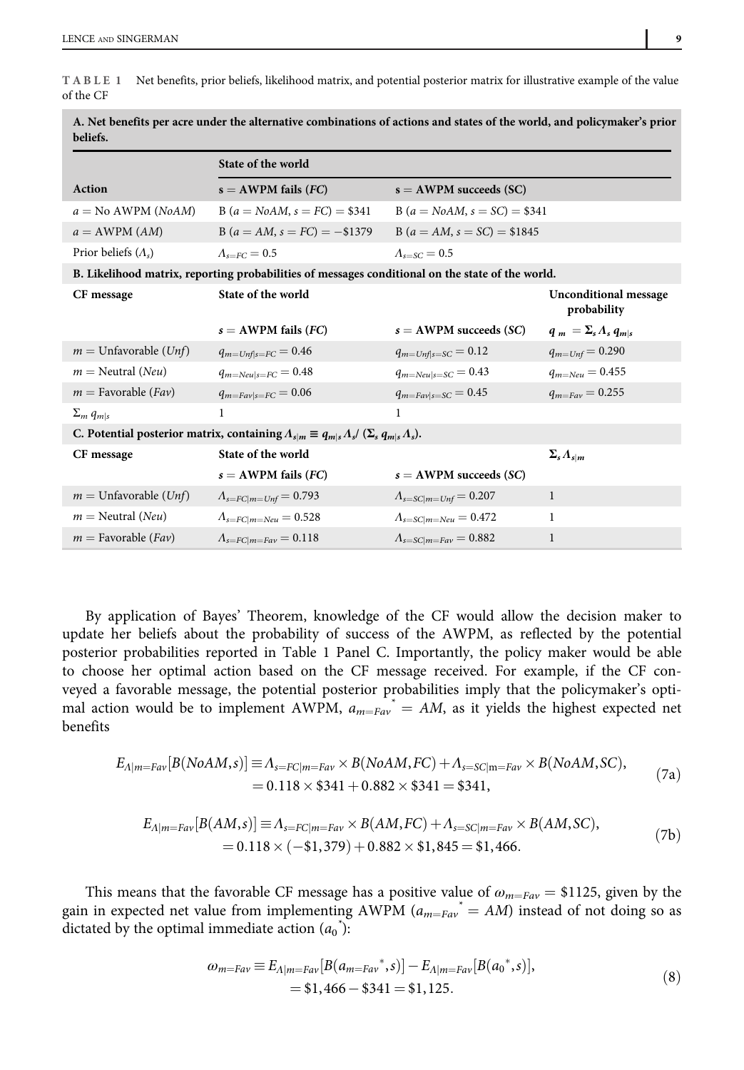**TABLE 1** Net benefits, prior beliefs, likelihood matrix, and potential posterior matrix for illustrative example of the value of the CF

| **A. Net benefits per acre under the alternative combinations of actions and states of the world, and policymaker's prior beliefs.** | | | |
|---|---|---|---|
| | **State of the world** | | |
| **Action** | **s = AWPM fails (FC)** | **s = AWPM succeeds (SC)** | |
| $a$ = No AWPM (*NoAM*) | B ($a$ = *NoAM*, $s$ = *FC*) = \$341 | B ($a$ = *NoAM*, $s$ = *SC*) = \$341 | |
| $a$ = AWPM (*AM*) | B ($a$ = *AM*, $s$ = *FC*) = −\$1379 | B ($a$ = *AM*, $s$ = *SC*) = \$1845 | |
| Prior beliefs ($\Lambda_s$) | $\Lambda_{s=FC} = 0.5$ | $\Lambda_{s=SC} = 0.5$ | |
| **B. Likelihood matrix, reporting probabilities of messages conditional on the state of the world.** | | | |
| **CF message** | **State of the world** | | **Unconditional message probability** |
| | **$s$ = AWPM fails (*FC*)** | **$s$ = AWPM succeeds (*SC*)** | $q_m = \Sigma_s \Lambda_s q_{m\|s}$ |
| $m$ = Unfavorable (*Unf*) | $q_{m=Unf\|s=FC} = 0.46$ | $q_{m=Unf\|s=SC} = 0.12$ | $q_{m=Unf} = 0.290$ |
| $m$ = Neutral (*Neu*) | $q_{m=Neu\|s=FC} = 0.48$ | $q_{m=Neu\|s=SC} = 0.43$ | $q_{m=Neu} = 0.455$ |
| $m$ = Favorable (*Fav*) | $q_{m=Fav\|s=FC} = 0.06$ | $q_{m=Fav\|s=SC} = 0.45$ | $q_{m=Fav} = 0.255$ |
| $\Sigma_m q_{m\|s}$ | 1 | 1 | |
| **C. Potential posterior matrix, containing $\Lambda_{s\|m} \equiv q_{m\|s} \Lambda_s / (\Sigma_s q_{m\|s} \Lambda_s)$.** | | | |
| **CF message** | **State of the world** | | $\Sigma_s \Lambda_{s\|m}$ |
| | **$s$ = AWPM fails (*FC*)** | **$s$ = AWPM succeeds (*SC*)** | |
| $m$ = Unfavorable (*Unf*) | $\Lambda_{s=FC\|m=Unf} = 0.793$ | $\Lambda_{s=SC\|m=Unf} = 0.207$ | 1 |
| $m$ = Neutral (*Neu*) | $\Lambda_{s=FC\|m=Neu} = 0.528$ | $\Lambda_{s=SC\|m=Neu} = 0.472$ | 1 |
| $m$ = Favorable (*Fav*) | $\Lambda_{s=FC\|m=Fav} = 0.118$ | $\Lambda_{s=SC\|m=Fav} = 0.882$ | 1 |

By application of Bayes' Theorem, knowledge of the CF would allow the decision maker to update her beliefs about the probability of success of the AWPM, as reflected by the potential posterior probabilities reported in Table 1 Panel C. Importantly, the policy maker would be able to choose her optimal action based on the CF message received. For example, if the CF conveyed a favorable message, the potential posterior probabilities imply that the policymaker's optimal action would be to implement AWPM, $a_{m=Fav}^{*} = AM$, as it yields the highest expected net benefits

$$
\begin{aligned}
E_{\Lambda|m=Fav}[B(NoAM,s)] &\equiv \Lambda_{s=FC|m=Fav} \times B(NoAM,FC) + \Lambda_{s=SC|m=Fav} \times B(NoAM,SC), \\
&= 0.118 \times \$341 + 0.882 \times \$341 = \$341,
\end{aligned} \tag{7a}
$$

$$
\begin{aligned}
E_{\Lambda|m=Fav}[B(AM,s)] &\equiv \Lambda_{s=FC|m=Fav} \times B(AM,FC) + \Lambda_{s=SC|m=Fav} \times B(AM,SC), \\
&= 0.118 \times (-\$1,379) + 0.882 \times \$1,845 = \$1,466.
\end{aligned} \tag{7b}
$$

This means that the favorable CF message has a positive value of $\omega_{m=Fav} = \$1125$, given by the gain in expected net value from implementing AWPM ($a_{m=Fav}^{*} = AM$) instead of not doing so as dictated by the optimal immediate action ($a_0^{*}$):

$$
\begin{aligned}
\omega_{m=Fav} &\equiv E_{\Lambda|m=Fav}[B(a_{m=Fav}^{*},s)] - E_{\Lambda|m=Fav}[B(a_0^{*},s)], \\
&= \$1,466 - \$341 = \$1,125.
\end{aligned} \tag{8}
$$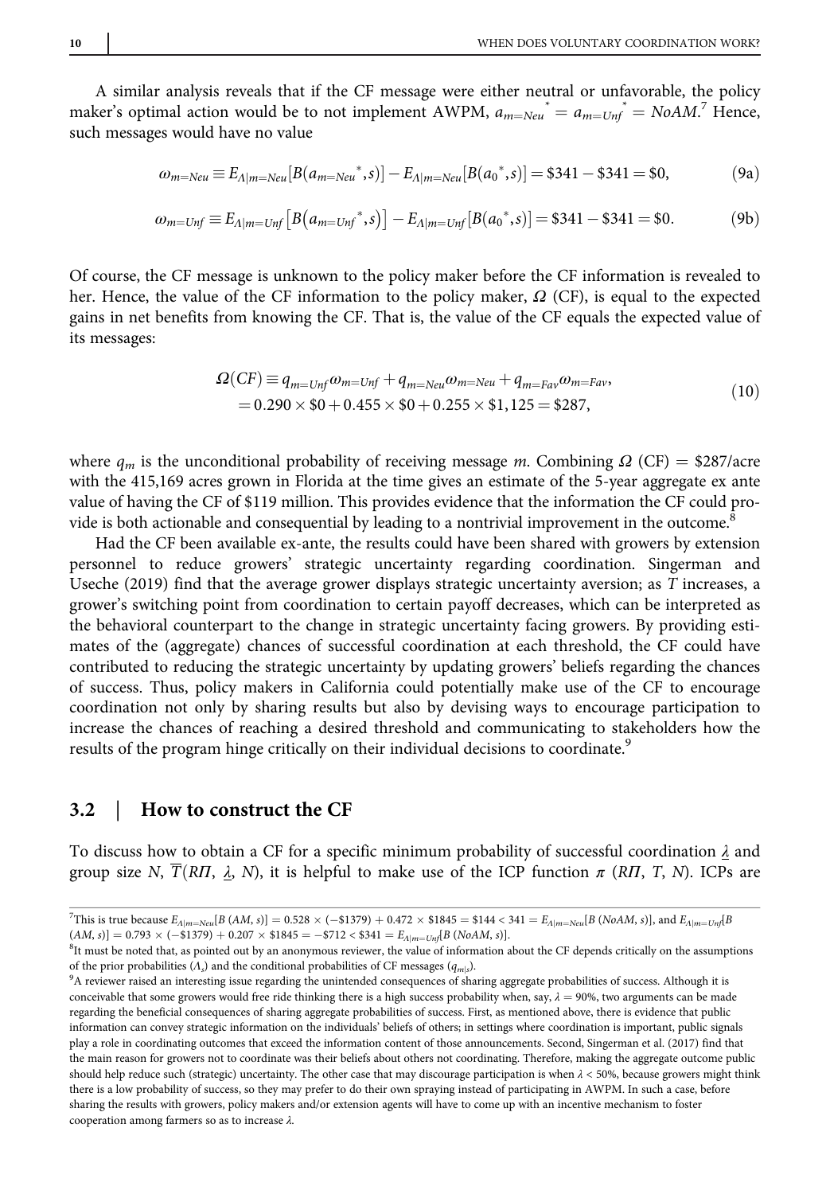A similar analysis reveals that if the CF message were either neutral or unfavorable, the policy maker's optimal action would be to not implement AWPM, $a_{m=Neu}{}^{*} = a_{m=Unf}{}^{*} = NoAM$.[7] Hence, such messages would have no value

$$\omega_{m=Neu} \equiv E_{\Lambda|m=Neu}[B(a_{m=Neu}{}^{*}, s)] - E_{\Lambda|m=Neu}[B(a_0{}^{*}, s)] = \$341 - \$341 = \$0, \tag{9a}$$

$$\omega_{m=Unf} \equiv E_{\Lambda|m=Unf}\left[B\left(a_{m=Unf}{}^{*}, s\right)\right] - E_{\Lambda|m=Unf}[B(a_0{}^{*}, s)] = \$341 - \$341 = \$0. \tag{9b}$$

Of course, the CF message is unknown to the policy maker before the CF information is revealed to her. Hence, the value of the CF information to the policy maker, $\Omega$ (CF), is equal to the expected gains in net benefits from knowing the CF. That is, the value of the CF equals the expected value of its messages:

$$\begin{aligned} \Omega(CF) &\equiv q_{m=Unf}\omega_{m=Unf} + q_{m=Neu}\omega_{m=Neu} + q_{m=Fav}\omega_{m=Fav}, \\ &= 0.290 \times \$0 + 0.455 \times \$0 + 0.255 \times \$1,125 = \$287, \end{aligned} \tag{10}$$

where $q_m$ is the unconditional probability of receiving message $m$. Combining $\Omega$ (CF) = \$287/acre with the 415,169 acres grown in Florida at the time gives an estimate of the 5-year aggregate ex ante value of having the CF of \$119 million. This provides evidence that the information the CF could provide is both actionable and consequential by leading to a nontrivial improvement in the outcome.[8]

Had the CF been available ex-ante, the results could have been shared with growers by extension personnel to reduce growers' strategic uncertainty regarding coordination. Singerman and Useche (2019) find that the average grower displays strategic uncertainty aversion; as $T$ increases, a grower's switching point from coordination to certain payoff decreases, which can be interpreted as the behavioral counterpart to the change in strategic uncertainty facing growers. By providing estimates of the (aggregate) chances of successful coordination at each threshold, the CF could have contributed to reducing the strategic uncertainty by updating growers' beliefs regarding the chances of success. Thus, policy makers in California could potentially make use of the CF to encourage coordination not only by sharing results but also by devising ways to encourage participation to increase the chances of reaching a desired threshold and communicating to stakeholders how the results of the program hinge critically on their individual decisions to coordinate.[9]

## 3.2 | How to construct the CF

To discuss how to obtain a CF for a specific minimum probability of successful coordination $\underline{\lambda}$ and group size $N$, $\overline{T}(R\Pi, \underline{\lambda}, N)$, it is helpful to make use of the ICP function $\pi$ $(R\Pi, T, N)$. ICPs are

---

[7] This is true because $E_{\Lambda|m=Neu}[B\,(AM, s)] = 0.528 \times (-\$1379) + 0.472 \times \$1845 = \$144 < 341 = E_{\Lambda|m=Neu}[B\,(NoAM, s)]$, and $E_{\Lambda|m=Unf}[B\,(AM, s)] = 0.793 \times (-\$1379) + 0.207 \times \$1845 = -\$712 < \$341 = E_{\Lambda|m=Unf}[B\,(NoAM, s)]$.

[8] It must be noted that, as pointed out by an anonymous reviewer, the value of information about the CF depends critically on the assumptions of the prior probabilities ($\Lambda_s$) and the conditional probabilities of CF messages ($q_{m|s}$).

[9] A reviewer raised an interesting issue regarding the unintended consequences of sharing aggregate probabilities of success. Although it is conceivable that some growers would free ride thinking there is a high success probability when, say, $\lambda = 90\%$, two arguments can be made regarding the beneficial consequences of sharing aggregate probabilities of success. First, as mentioned above, there is evidence that public information can convey strategic information on the individuals' beliefs of others; in settings where coordination is important, public signals play a role in coordinating outcomes that exceed the information content of those announcements. Second, Singerman et al. (2017) find that the main reason for growers not to coordinate was their beliefs about others not coordinating. Therefore, making the aggregate outcome public should help reduce such (strategic) uncertainty. The other case that may discourage participation is when $\lambda < 50\%$, because growers might think there is a low probability of success, so they may prefer to do their own spraying instead of participating in AWPM. In such a case, before sharing the results with growers, policy makers and/or extension agents will have to come up with an incentive mechanism to foster cooperation among farmers so as to increase $\lambda$.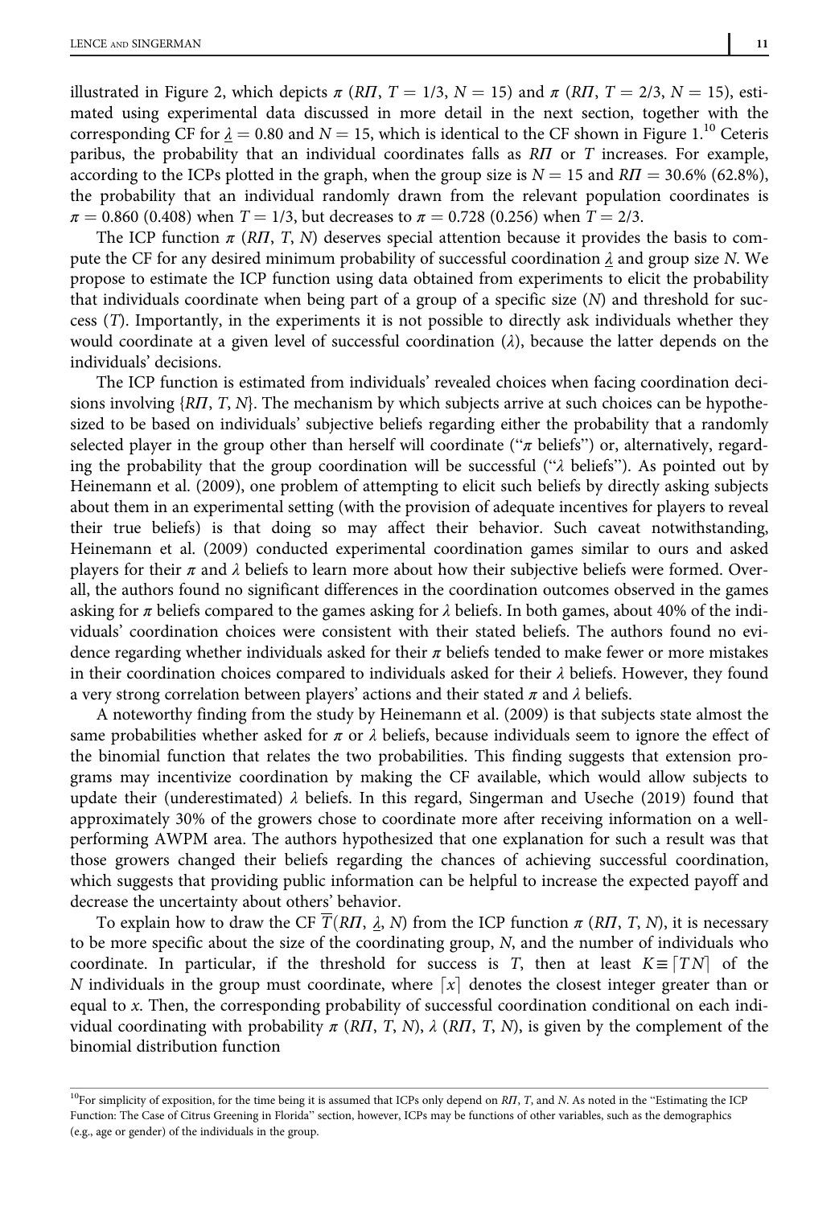illustrated in Figure 2, which depicts $\pi$ ($R\Pi$, $T = 1/3$, $N = 15$) and $\pi$ ($R\Pi$, $T = 2/3$, $N = 15$), estimated using experimental data discussed in more detail in the next section, together with the corresponding CF for $\underline{\lambda} = 0.80$ and $N = 15$, which is identical to the CF shown in Figure 1.[10] Ceteris paribus, the probability that an individual coordinates falls as $R\Pi$ or $T$ increases. For example, according to the ICPs plotted in the graph, when the group size is $N = 15$ and $R\Pi = 30.6\%$ (62.8%), the probability that an individual randomly drawn from the relevant population coordinates is $\pi = 0.860$ (0.408) when $T = 1/3$, but decreases to $\pi = 0.728$ (0.256) when $T = 2/3$.

The ICP function $\pi$ ($R\Pi$, $T$, $N$) deserves special attention because it provides the basis to compute the CF for any desired minimum probability of successful coordination $\underline{\lambda}$ and group size $N$. We propose to estimate the ICP function using data obtained from experiments to elicit the probability that individuals coordinate when being part of a group of a specific size ($N$) and threshold for success ($T$). Importantly, in the experiments it is not possible to directly ask individuals whether they would coordinate at a given level of successful coordination ($\lambda$), because the latter depends on the individuals' decisions.

The ICP function is estimated from individuals' revealed choices when facing coordination decisions involving $\{R\Pi, T, N\}$. The mechanism by which subjects arrive at such choices can be hypothesized to be based on individuals' subjective beliefs regarding either the probability that a randomly selected player in the group other than herself will coordinate ("$\pi$ beliefs") or, alternatively, regarding the probability that the group coordination will be successful ("$\lambda$ beliefs"). As pointed out by Heinemann et al. (2009), one problem of attempting to elicit such beliefs by directly asking subjects about them in an experimental setting (with the provision of adequate incentives for players to reveal their true beliefs) is that doing so may affect their behavior. Such caveat notwithstanding, Heinemann et al. (2009) conducted experimental coordination games similar to ours and asked players for their $\pi$ and $\lambda$ beliefs to learn more about how their subjective beliefs were formed. Overall, the authors found no significant differences in the coordination outcomes observed in the games asking for $\pi$ beliefs compared to the games asking for $\lambda$ beliefs. In both games, about 40% of the individuals' coordination choices were consistent with their stated beliefs. The authors found no evidence regarding whether individuals asked for their $\pi$ beliefs tended to make fewer or more mistakes in their coordination choices compared to individuals asked for their $\lambda$ beliefs. However, they found a very strong correlation between players' actions and their stated $\pi$ and $\lambda$ beliefs.

A noteworthy finding from the study by Heinemann et al. (2009) is that subjects state almost the same probabilities whether asked for $\pi$ or $\lambda$ beliefs, because individuals seem to ignore the effect of the binomial function that relates the two probabilities. This finding suggests that extension programs may incentivize coordination by making the CF available, which would allow subjects to update their (underestimated) $\lambda$ beliefs. In this regard, Singerman and Useche (2019) found that approximately 30% of the growers chose to coordinate more after receiving information on a well-performing AWPM area. The authors hypothesized that one explanation for such a result was that those growers changed their beliefs regarding the chances of achieving successful coordination, which suggests that providing public information can be helpful to increase the expected payoff and decrease the uncertainty about others' behavior.

To explain how to draw the CF $\overline{T}(R\Pi, \underline{\lambda}, N)$ from the ICP function $\pi$ ($R\Pi$, $T$, $N$), it is necessary to be more specific about the size of the coordinating group, $N$, and the number of individuals who coordinate. In particular, if the threshold for success is $T$, then at least $K \equiv \lceil TN \rceil$ of the $N$ individuals in the group must coordinate, where $\lceil x \rceil$ denotes the closest integer greater than or equal to $x$. Then, the corresponding probability of successful coordination conditional on each individual coordinating with probability $\pi$ ($R\Pi$, $T$, $N$), $\lambda$ ($R\Pi$, $T$, $N$), is given by the complement of the binomial distribution function

[10] For simplicity of exposition, for the time being it is assumed that ICPs only depend on $R\Pi$, $T$, and $N$. As noted in the "Estimating the ICP Function: The Case of Citrus Greening in Florida" section, however, ICPs may be functions of other variables, such as the demographics (e.g., age or gender) of the individuals in the group.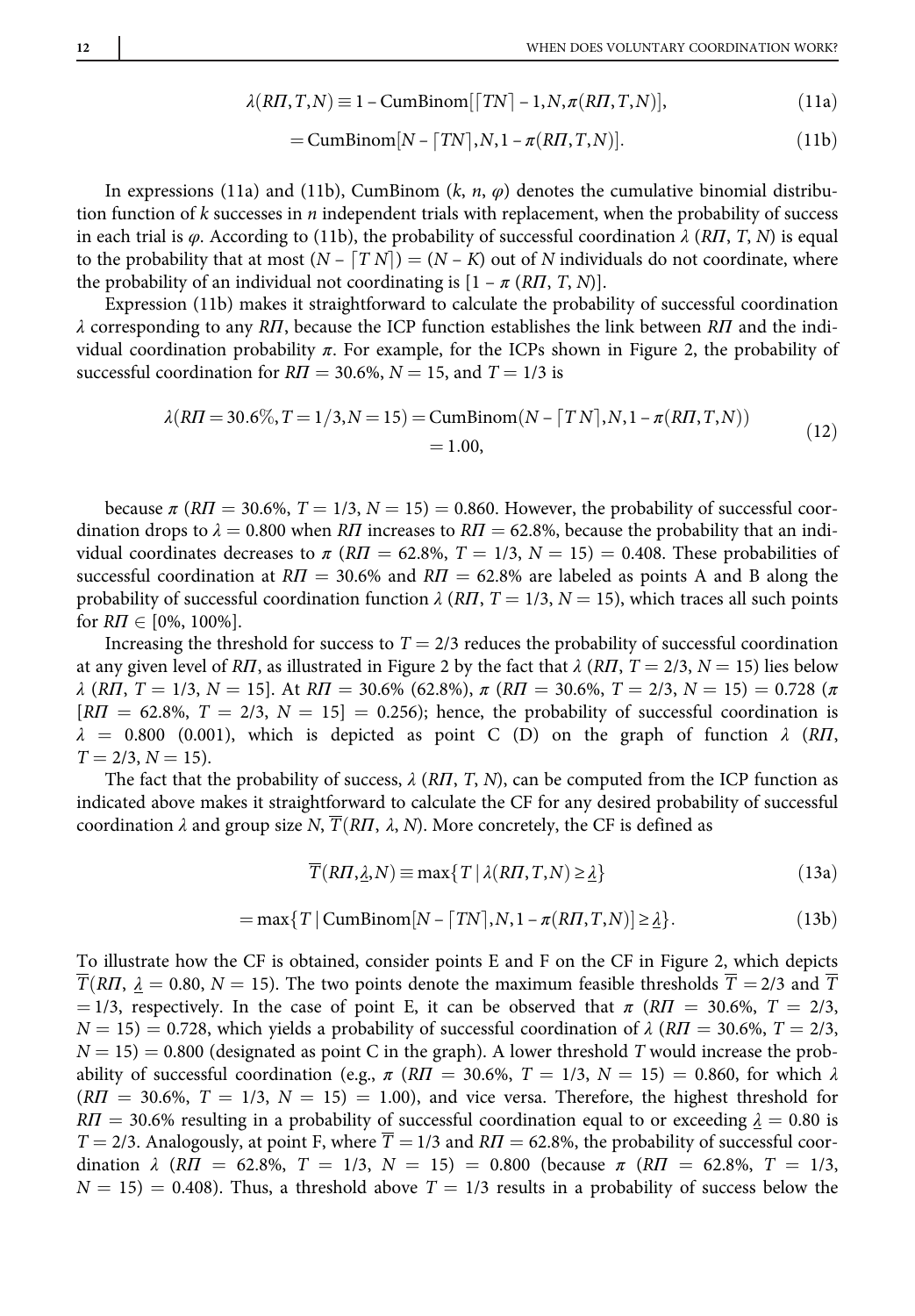$$\lambda(R\Pi, T, N) \equiv 1 - \text{CumBinom}[\lceil TN \rceil - 1, N, \pi(R\Pi, T, N)], \tag{11a}$$

$$= \text{CumBinom}[N - \lceil TN \rceil, N, 1 - \pi(R\Pi, T, N)]. \tag{11b}$$

In expressions (11a) and (11b), CumBinom ($k$, $n$, $\varphi$) denotes the cumulative binomial distribution function of $k$ successes in $n$ independent trials with replacement, when the probability of success in each trial is $\varphi$. According to (11b), the probability of successful coordination $\lambda$ ($R\Pi$, $T$, $N$) is equal to the probability that at most $(N - \lceil T\,N \rceil) = (N - K)$ out of $N$ individuals do not coordinate, where the probability of an individual not coordinating is $[1 - \pi\ (R\Pi, T, N)]$.

Expression (11b) makes it straightforward to calculate the probability of successful coordination $\lambda$ corresponding to any $R\Pi$, because the ICP function establishes the link between $R\Pi$ and the individual coordination probability $\pi$. For example, for the ICPs shown in Figure 2, the probability of successful coordination for $R\Pi = 30.6\%$, $N = 15$, and $T = 1/3$ is

$$\lambda(R\Pi = 30.6\%, T = 1/3, N = 15) = \text{CumBinom}(N - \lceil T\,N \rceil, N, 1 - \pi(R\Pi, T, N)) = 1.00, \tag{12}$$

because $\pi$ ($R\Pi = 30.6\%$, $T = 1/3$, $N = 15$) $= 0.860$. However, the probability of successful coordination drops to $\lambda = 0.800$ when $R\Pi$ increases to $R\Pi = 62.8\%$, because the probability that an individual coordinates decreases to $\pi$ ($R\Pi = 62.8\%$, $T = 1/3$, $N = 15$) $= 0.408$. These probabilities of successful coordination at $R\Pi = 30.6\%$ and $R\Pi = 62.8\%$ are labeled as points A and B along the probability of successful coordination function $\lambda$ ($R\Pi$, $T = 1/3$, $N = 15$), which traces all such points for $R\Pi \in [0\%, 100\%]$.

Increasing the threshold for success to $T = 2/3$ reduces the probability of successful coordination at any given level of $R\Pi$, as illustrated in Figure 2 by the fact that $\lambda$ ($R\Pi$, $T = 2/3$, $N = 15$) lies below $\lambda$ ($R\Pi$, $T = 1/3$, $N = 15$]. At $R\Pi = 30.6\%$ (62.8%), $\pi$ ($R\Pi = 30.6\%$, $T = 2/3$, $N = 15$) $= 0.728$ ($\pi$ [$R\Pi = 62.8\%$, $T = 2/3$, $N = 15$] $= 0.256$); hence, the probability of successful coordination is $\lambda = 0.800$ (0.001), which is depicted as point C (D) on the graph of function $\lambda$ ($R\Pi$, $T = 2/3$, $N = 15$).

The fact that the probability of success, $\lambda$ ($R\Pi$, $T$, $N$), can be computed from the ICP function as indicated above makes it straightforward to calculate the CF for any desired probability of successful coordination $\lambda$ and group size $N$, $\overline{T}(R\Pi, \lambda, N)$. More concretely, the CF is defined as

$$\overline{T}(R\Pi, \underline{\lambda}, N) \equiv \max\{T \mid \lambda(R\Pi, T, N) \geq \underline{\lambda}\} \tag{13a}$$

$$= \max\{T \mid \text{CumBinom}[N - \lceil TN \rceil, N, 1 - \pi(R\Pi, T, N)] \geq \underline{\lambda}\}. \tag{13b}$$

To illustrate how the CF is obtained, consider points E and F on the CF in Figure 2, which depicts $\overline{T}(R\Pi, \underline{\lambda} = 0.80, N = 15)$. The two points denote the maximum feasible thresholds $\overline{T} = 2/3$ and $\overline{T} = 1/3$, respectively. In the case of point E, it can be observed that $\pi$ ($R\Pi = 30.6\%$, $T = 2/3$, $N = 15$) $= 0.728$, which yields a probability of successful coordination of $\lambda$ ($R\Pi = 30.6\%$, $T = 2/3$, $N = 15$) $= 0.800$ (designated as point C in the graph). A lower threshold $T$ would increase the probability of successful coordination (e.g., $\pi$ ($R\Pi = 30.6\%$, $T = 1/3$, $N = 15$) $= 0.860$, for which $\lambda$ ($R\Pi = 30.6\%$, $T = 1/3$, $N = 15$) $= 1.00$), and vice versa. Therefore, the highest threshold for $R\Pi = 30.6\%$ resulting in a probability of successful coordination equal to or exceeding $\underline{\lambda} = 0.80$ is $T = 2/3$. Analogously, at point F, where $\overline{T} = 1/3$ and $R\Pi = 62.8\%$, the probability of successful coordination $\lambda$ ($R\Pi = 62.8\%$, $T = 1/3$, $N = 15$) $= 0.800$ (because $\pi$ ($R\Pi = 62.8\%$, $T = 1/3$, $N = 15$) $= 0.408$). Thus, a threshold above $T = 1/3$ results in a probability of success below the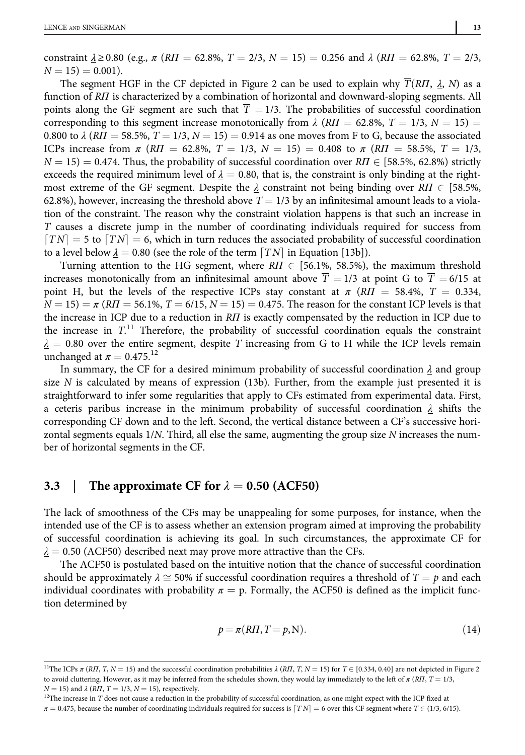constraint $\underline{\lambda} \geq 0.80$ (e.g., $\pi$ ($R\Pi$ = 62.8%, $T$ = 2/3, $N$ = 15) = 0.256 and $\lambda$ ($R\Pi$ = 62.8%, $T$ = 2/3, $N$ = 15) = 0.001).

The segment HGF in the CF depicted in Figure 2 can be used to explain why $\overline{T}(R\Pi, \underline{\lambda}, N)$ as a function of $R\Pi$ is characterized by a combination of horizontal and downward-sloping segments. All points along the GF segment are such that $\overline{T} = 1/3$. The probabilities of successful coordination corresponding to this segment increase monotonically from $\lambda$ ($R\Pi$ = 62.8%, $T$ = 1/3, $N$ = 15) = 0.800 to $\lambda$ ($R\Pi$ = 58.5%, $T$ = 1/3, $N$ = 15) = 0.914 as one moves from F to G, because the associated ICPs increase from $\pi$ ($R\Pi$ = 62.8%, $T$ = 1/3, $N$ = 15) = 0.408 to $\pi$ ($R\Pi$ = 58.5%, $T$ = 1/3, $N$ = 15) = 0.474. Thus, the probability of successful coordination over $R\Pi \in [58.5\%, 62.8\%)$ strictly exceeds the required minimum level of $\underline{\lambda} = 0.80$, that is, the constraint is only binding at the right-most extreme of the GF segment. Despite the $\underline{\lambda}$ constraint not being binding over $R\Pi \in [58.5\%, 62.8\%)$, however, increasing the threshold above $T = 1/3$ by an infinitesimal amount leads to a violation of the constraint. The reason why the constraint violation happens is that such an increase in $T$ causes a discrete jump in the number of coordinating individuals required for success from $\lceil TN \rceil = 5$ to $\lceil TN \rceil = 6$, which in turn reduces the associated probability of successful coordination to a level below $\underline{\lambda} = 0.80$ (see the role of the term $\lceil TN \rceil$ in Equation [13b]).

Turning attention to the HG segment, where $R\Pi \in [56.1\%, 58.5\%)$, the maximum threshold increases monotonically from an infinitesimal amount above $\overline{T} = 1/3$ at point G to $\overline{T} = 6/15$ at point H, but the levels of the respective ICPs stay constant at $\pi$ ($R\Pi$ = 58.4%, $T$ = 0.334, $N$ = 15) = $\pi$ ($R\Pi$ = 56.1%, $T$ = 6/15, $N$ = 15) = 0.475. The reason for the constant ICP levels is that the increase in ICP due to a reduction in $R\Pi$ is exactly compensated by the reduction in ICP due to the increase in $T$.[11] Therefore, the probability of successful coordination equals the constraint $\underline{\lambda} = 0.80$ over the entire segment, despite $T$ increasing from G to H while the ICP levels remain unchanged at $\pi = 0.475$.[12]

In summary, the CF for a desired minimum probability of successful coordination $\underline{\lambda}$ and group size $N$ is calculated by means of expression (13b). Further, from the example just presented it is straightforward to infer some regularities that apply to CFs estimated from experimental data. First, a ceteris paribus increase in the minimum probability of successful coordination $\underline{\lambda}$ shifts the corresponding CF down and to the left. Second, the vertical distance between a CF's successive horizontal segments equals $1/N$. Third, all else the same, augmenting the group size $N$ increases the number of horizontal segments in the CF.

## 3.3 | The approximate CF for $\underline{\lambda} = 0.50$ (ACF50)

The lack of smoothness of the CFs may be unappealing for some purposes, for instance, when the intended use of the CF is to assess whether an extension program aimed at improving the probability of successful coordination is achieving its goal. In such circumstances, the approximate CF for $\underline{\lambda} = 0.50$ (ACF50) described next may prove more attractive than the CFs.

The ACF50 is postulated based on the intuitive notion that the chance of successful coordination should be approximately $\lambda \cong 50\%$ if successful coordination requires a threshold of $T = p$ and each individual coordinates with probability $\pi = p$. Formally, the ACF50 is defined as the implicit function determined by

$$p = \pi(R\Pi, T = p, \mathrm{N}). \tag{14}$$

[11]The ICPs $\pi$ ($R\Pi$, $T$, $N$ = 15) and the successful coordination probabilities $\lambda$ ($R\Pi$, $T$, $N$ = 15) for $T \in [0.334, 0.40]$ are not depicted in Figure 2 to avoid cluttering. However, as it may be inferred from the schedules shown, they would lay immediately to the left of $\pi$ ($R\Pi$, $T$ = 1/3, $N$ = 15) and $\lambda$ ($R\Pi$, $T$ = 1/3, $N$ = 15), respectively.

[12]The increase in $T$ does not cause a reduction in the probability of successful coordination, as one might expect with the ICP fixed at $\pi = 0.475$, because the number of coordinating individuals required for success is $\lceil TN \rceil = 6$ over this CF segment where $T \in (1/3, 6/15)$.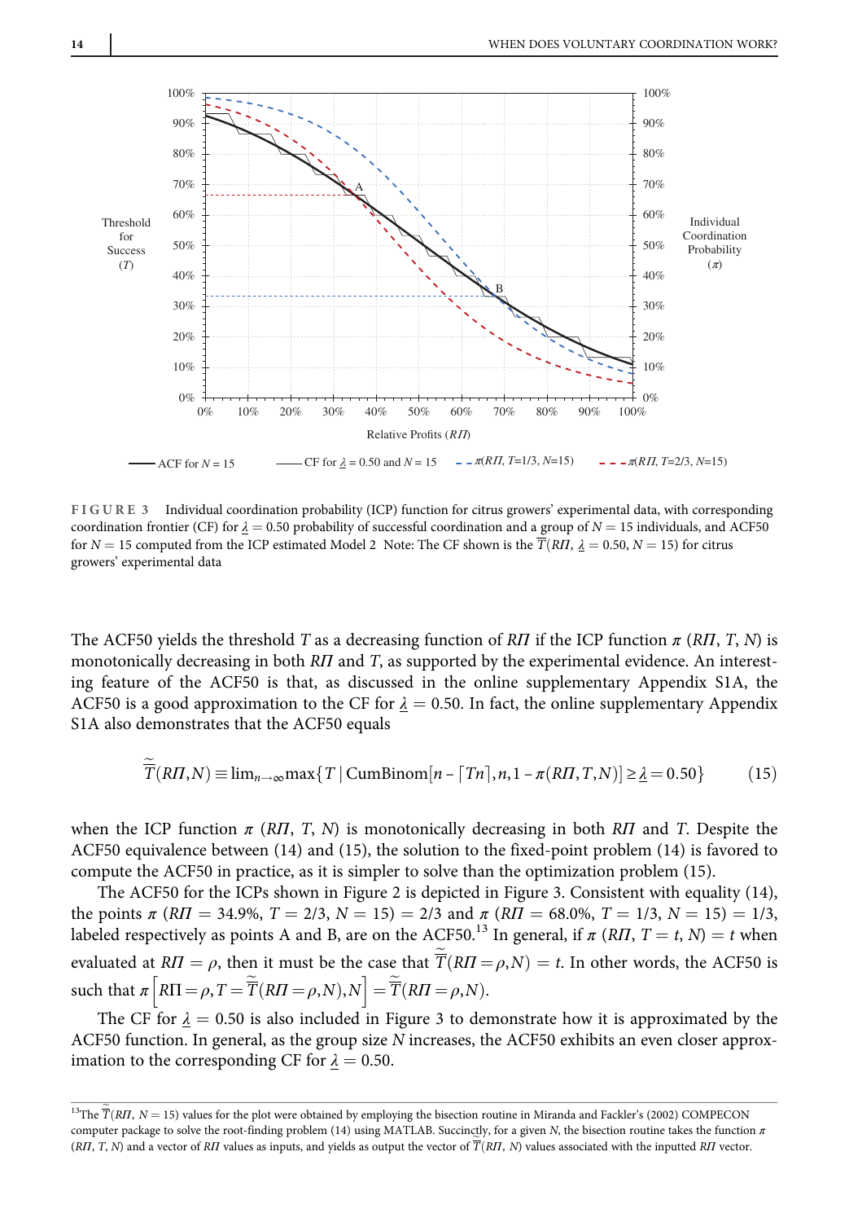FIGURE 3 Individual coordination probability (ICP) function for citrus growers' experimental data, with corresponding coordination frontier (CF) for $\underline{\lambda} = 0.50$ probability of successful coordination and a group of $N = 15$ individuals, and ACF50 for $N = 15$ computed from the ICP estimated Model 2 Note: The CF shown is the $\overline{T}(R\Pi, \underline{\lambda} = 0.50, N = 15)$ for citrus growers' experimental data

The ACF50 yields the threshold $T$ as a decreasing function of $R\Pi$ if the ICP function $\pi(R\Pi, T, N)$ is monotonically decreasing in both $R\Pi$ and $T$, as supported by the experimental evidence. An interesting feature of the ACF50 is that, as discussed in the online supplementary Appendix S1A, the ACF50 is a good approximation to the CF for $\underline{\lambda} = 0.50$. In fact, the online supplementary Appendix S1A also demonstrates that the ACF50 equals

$$\widetilde{\overline{T}}(R\Pi, N) \equiv \lim_{n \to \infty} \max\{T \mid \text{CumBinom}[n - \lceil Tn \rceil, n, 1 - \pi(R\Pi, T, N)] \geq \underline{\lambda} = 0.50\} \tag{15}$$

when the ICP function $\pi(R\Pi, T, N)$ is monotonically decreasing in both $R\Pi$ and $T$. Despite the ACF50 equivalence between (14) and (15), the solution to the fixed-point problem (14) is favored to compute the ACF50 in practice, as it is simpler to solve than the optimization problem (15).

The ACF50 for the ICPs shown in Figure 2 is depicted in Figure 3. Consistent with equality (14), the points $\pi(R\Pi = 34.9\%, T = 2/3, N = 15) = 2/3$ and $\pi(R\Pi = 68.0\%, T = 1/3, N = 15) = 1/3$, labeled respectively as points A and B, are on the ACF50.[13] In general, if $\pi(R\Pi, T = t, N) = t$ when evaluated at $R\Pi = \rho$, then it must be the case that $\widetilde{\overline{T}}(R\Pi = \rho, N) = t$. In other words, the ACF50 is such that $\pi\left[R\Pi = \rho, T = \widetilde{\overline{T}}(R\Pi = \rho, N), N\right] = \widetilde{\overline{T}}(R\Pi = \rho, N)$.

The CF for $\underline{\lambda} = 0.50$ is also included in Figure 3 to demonstrate how it is approximated by the ACF50 function. In general, as the group size $N$ increases, the ACF50 exhibits an even closer approximation to the corresponding CF for $\underline{\lambda} = 0.50$.

[13]The $\widetilde{\overline{T}}(R\Pi, N = 15)$ values for the plot were obtained by employing the bisection routine in Miranda and Fackler's (2002) COMPECON computer package to solve the root-finding problem (14) using MATLAB. Succinctly, for a given $N$, the bisection routine takes the function $\pi(R\Pi, T, N)$ and a vector of $R\Pi$ values as inputs, and yields as output the vector of $\widetilde{\overline{T}}(R\Pi, N)$ values associated with the inputted $R\Pi$ vector.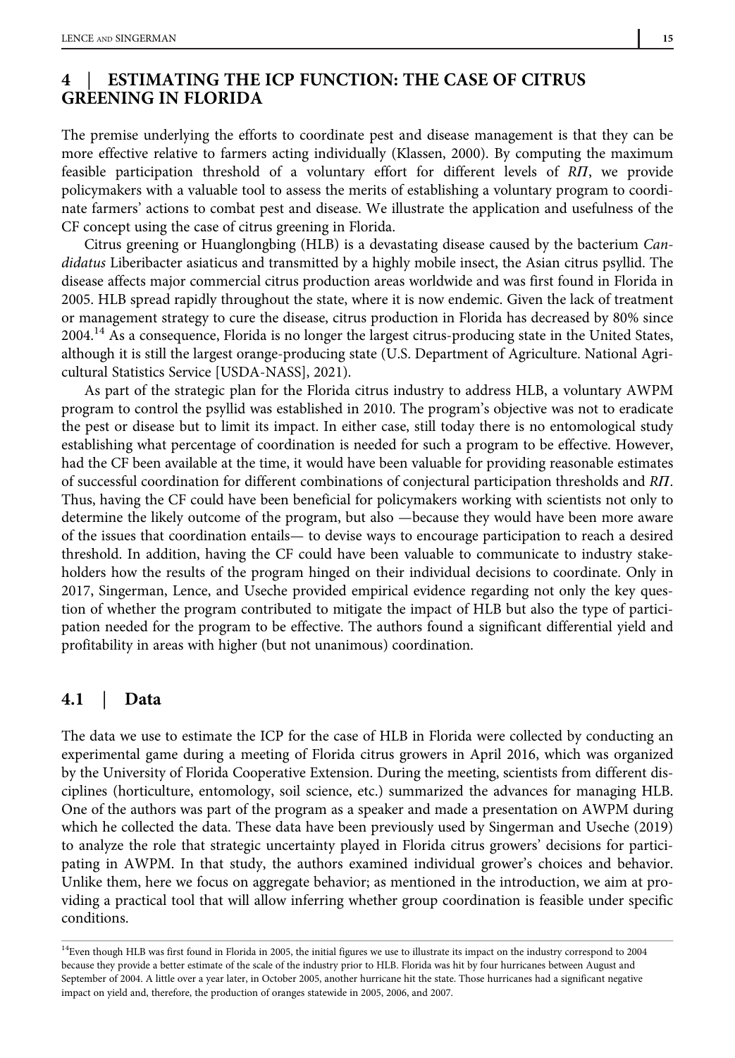## 4 | ESTIMATING THE ICP FUNCTION: THE CASE OF CITRUS GREENING IN FLORIDA

The premise underlying the efforts to coordinate pest and disease management is that they can be more effective relative to farmers acting individually (Klassen, 2000). By computing the maximum feasible participation threshold of a voluntary effort for different levels of *RΠ*, we provide policymakers with a valuable tool to assess the merits of establishing a voluntary program to coordinate farmers' actions to combat pest and disease. We illustrate the application and usefulness of the CF concept using the case of citrus greening in Florida.

Citrus greening or Huanglongbing (HLB) is a devastating disease caused by the bacterium *Candidatus* Liberibacter asiaticus and transmitted by a highly mobile insect, the Asian citrus psyllid. The disease affects major commercial citrus production areas worldwide and was first found in Florida in 2005. HLB spread rapidly throughout the state, where it is now endemic. Given the lack of treatment or management strategy to cure the disease, citrus production in Florida has decreased by 80% since 2004.[14] As a consequence, Florida is no longer the largest citrus-producing state in the United States, although it is still the largest orange-producing state (U.S. Department of Agriculture. National Agricultural Statistics Service [USDA-NASS], 2021).

As part of the strategic plan for the Florida citrus industry to address HLB, a voluntary AWPM program to control the psyllid was established in 2010. The program's objective was not to eradicate the pest or disease but to limit its impact. In either case, still today there is no entomological study establishing what percentage of coordination is needed for such a program to be effective. However, had the CF been available at the time, it would have been valuable for providing reasonable estimates of successful coordination for different combinations of conjectural participation thresholds and *RΠ*. Thus, having the CF could have been beneficial for policymakers working with scientists not only to determine the likely outcome of the program, but also —because they would have been more aware of the issues that coordination entails— to devise ways to encourage participation to reach a desired threshold. In addition, having the CF could have been valuable to communicate to industry stakeholders how the results of the program hinged on their individual decisions to coordinate. Only in 2017, Singerman, Lence, and Useche provided empirical evidence regarding not only the key question of whether the program contributed to mitigate the impact of HLB but also the type of participation needed for the program to be effective. The authors found a significant differential yield and profitability in areas with higher (but not unanimous) coordination.

### 4.1 | Data

The data we use to estimate the ICP for the case of HLB in Florida were collected by conducting an experimental game during a meeting of Florida citrus growers in April 2016, which was organized by the University of Florida Cooperative Extension. During the meeting, scientists from different disciplines (horticulture, entomology, soil science, etc.) summarized the advances for managing HLB. One of the authors was part of the program as a speaker and made a presentation on AWPM during which he collected the data. These data have been previously used by Singerman and Useche (2019) to analyze the role that strategic uncertainty played in Florida citrus growers' decisions for participating in AWPM. In that study, the authors examined individual grower's choices and behavior. Unlike them, here we focus on aggregate behavior; as mentioned in the introduction, we aim at providing a practical tool that will allow inferring whether group coordination is feasible under specific conditions.

[14] Even though HLB was first found in Florida in 2005, the initial figures we use to illustrate its impact on the industry correspond to 2004 because they provide a better estimate of the scale of the industry prior to HLB. Florida was hit by four hurricanes between August and September of 2004. A little over a year later, in October 2005, another hurricane hit the state. Those hurricanes had a significant negative impact on yield and, therefore, the production of oranges statewide in 2005, 2006, and 2007.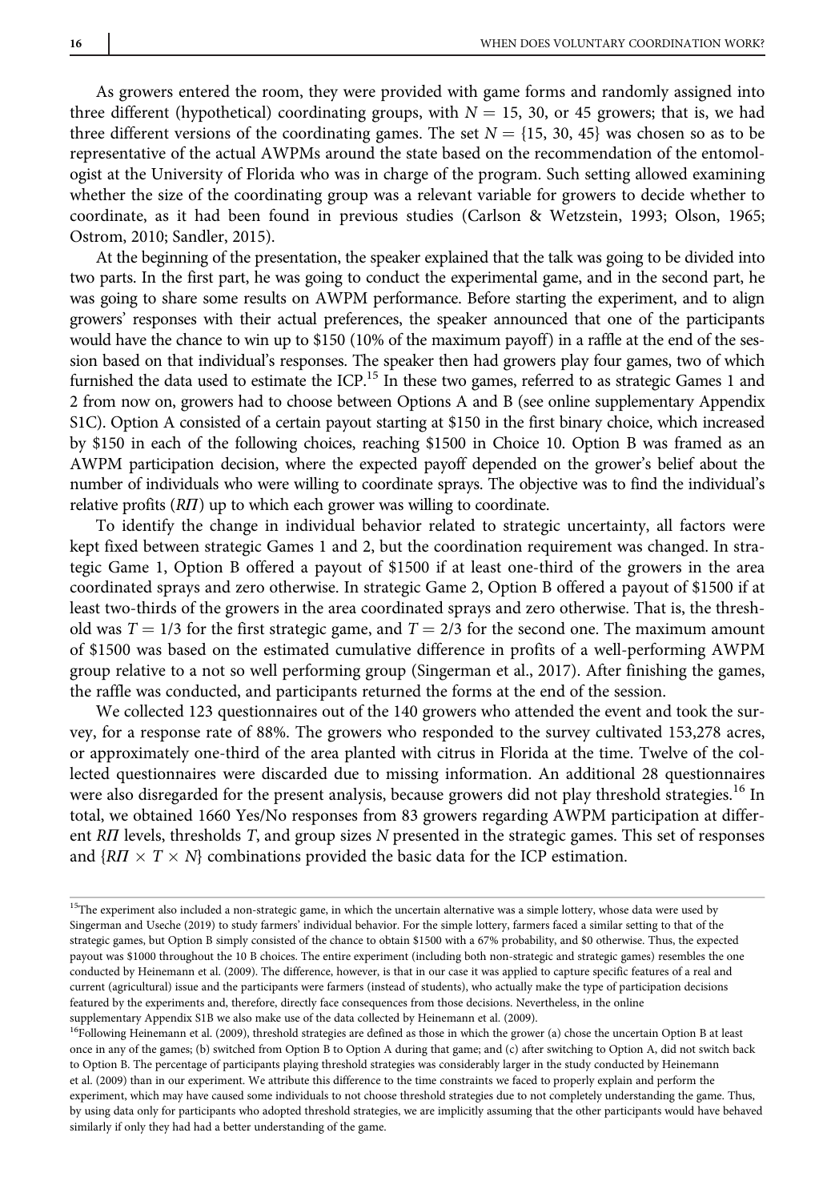As growers entered the room, they were provided with game forms and randomly assigned into three different (hypothetical) coordinating groups, with $N = 15$, 30, or 45 growers; that is, we had three different versions of the coordinating games. The set $N = \{15, 30, 45\}$ was chosen so as to be representative of the actual AWPMs around the state based on the recommendation of the entomologist at the University of Florida who was in charge of the program. Such setting allowed examining whether the size of the coordinating group was a relevant variable for growers to decide whether to coordinate, as it had been found in previous studies (Carlson & Wetzstein, 1993; Olson, 1965; Ostrom, 2010; Sandler, 2015).

At the beginning of the presentation, the speaker explained that the talk was going to be divided into two parts. In the first part, he was going to conduct the experimental game, and in the second part, he was going to share some results on AWPM performance. Before starting the experiment, and to align growers' responses with their actual preferences, the speaker announced that one of the participants would have the chance to win up to \$150 (10% of the maximum payoff) in a raffle at the end of the session based on that individual's responses. The speaker then had growers play four games, two of which furnished the data used to estimate the ICP.[15] In these two games, referred to as strategic Games 1 and 2 from now on, growers had to choose between Options A and B (see online supplementary Appendix S1C). Option A consisted of a certain payout starting at \$150 in the first binary choice, which increased by \$150 in each of the following choices, reaching \$1500 in Choice 10. Option B was framed as an AWPM participation decision, where the expected payoff depended on the grower's belief about the number of individuals who were willing to coordinate sprays. The objective was to find the individual's relative profits ($R\Pi$) up to which each grower was willing to coordinate.

To identify the change in individual behavior related to strategic uncertainty, all factors were kept fixed between strategic Games 1 and 2, but the coordination requirement was changed. In strategic Game 1, Option B offered a payout of \$1500 if at least one-third of the growers in the area coordinated sprays and zero otherwise. In strategic Game 2, Option B offered a payout of \$1500 if at least two-thirds of the growers in the area coordinated sprays and zero otherwise. That is, the threshold was $T = 1/3$ for the first strategic game, and $T = 2/3$ for the second one. The maximum amount of \$1500 was based on the estimated cumulative difference in profits of a well-performing AWPM group relative to a not so well performing group (Singerman et al., 2017). After finishing the games, the raffle was conducted, and participants returned the forms at the end of the session.

We collected 123 questionnaires out of the 140 growers who attended the event and took the survey, for a response rate of 88%. The growers who responded to the survey cultivated 153,278 acres, or approximately one-third of the area planted with citrus in Florida at the time. Twelve of the collected questionnaires were discarded due to missing information. An additional 28 questionnaires were also disregarded for the present analysis, because growers did not play threshold strategies.[16] In total, we obtained 1660 Yes/No responses from 83 growers regarding AWPM participation at different $R\Pi$ levels, thresholds $T$, and group sizes $N$ presented in the strategic games. This set of responses and $\{R\Pi \times T \times N\}$ combinations provided the basic data for the ICP estimation.

---

[15] The experiment also included a non-strategic game, in which the uncertain alternative was a simple lottery, whose data were used by Singerman and Useche (2019) to study farmers' individual behavior. For the simple lottery, farmers faced a similar setting to that of the strategic games, but Option B simply consisted of the chance to obtain \$1500 with a 67% probability, and \$0 otherwise. Thus, the expected payout was \$1000 throughout the 10 B choices. The entire experiment (including both non-strategic and strategic games) resembles the one conducted by Heinemann et al. (2009). The difference, however, is that in our case it was applied to capture specific features of a real and current (agricultural) issue and the participants were farmers (instead of students), who actually make the type of participation decisions featured by the experiments and, therefore, directly face consequences from those decisions. Nevertheless, in the online supplementary Appendix S1B we also make use of the data collected by Heinemann et al. (2009).

[16] Following Heinemann et al. (2009), threshold strategies are defined as those in which the grower (a) chose the uncertain Option B at least once in any of the games; (b) switched from Option B to Option A during that game; and (c) after switching to Option A, did not switch back to Option B. The percentage of participants playing threshold strategies was considerably larger in the study conducted by Heinemann et al. (2009) than in our experiment. We attribute this difference to the time constraints we faced to properly explain and perform the experiment, which may have caused some individuals to not choose threshold strategies due to not completely understanding the game. Thus, by using data only for participants who adopted threshold strategies, we are implicitly assuming that the other participants would have behaved similarly if only they had had a better understanding of the game.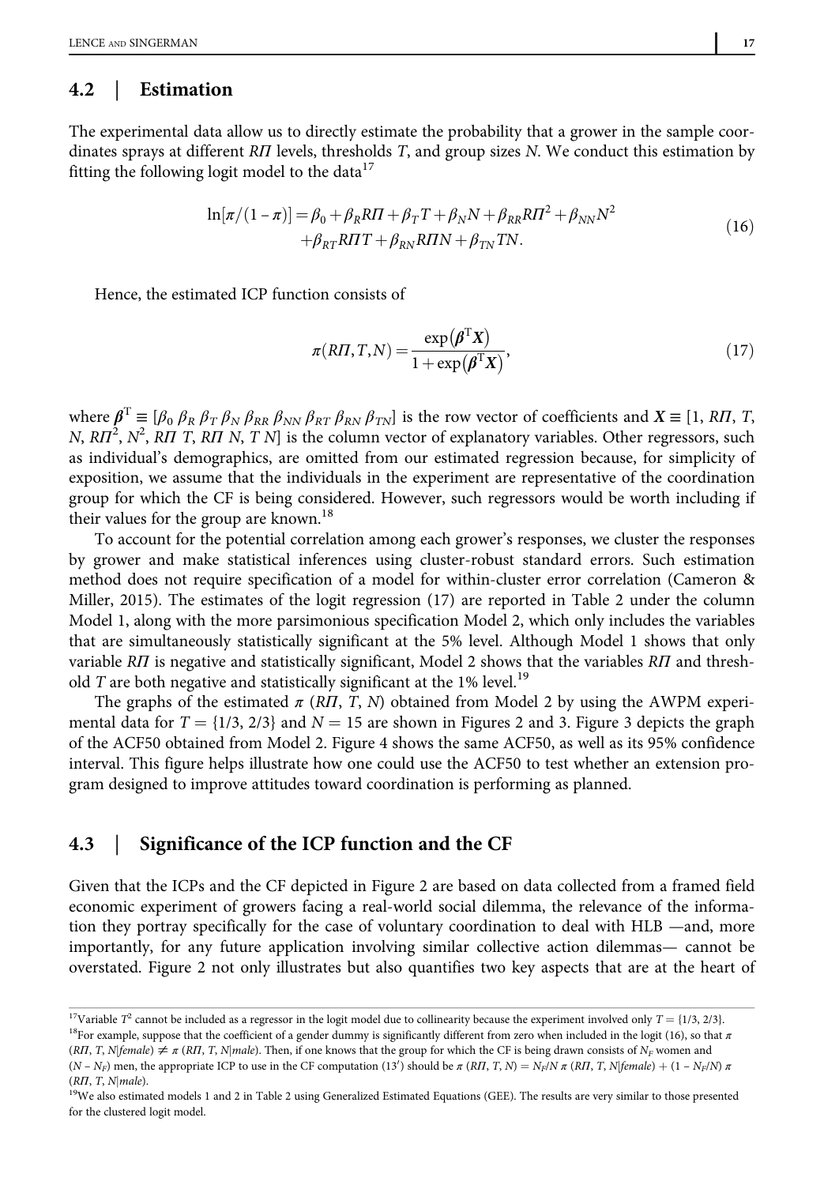## 4.2 | Estimation

The experimental data allow us to directly estimate the probability that a grower in the sample coordinates sprays at different $R\Pi$ levels, thresholds $T$, and group sizes $N$. We conduct this estimation by fitting the following logit model to the data[17]

$$
\ln[\pi/(1-\pi)] = \beta_0 + \beta_R R\Pi + \beta_T T + \beta_N N + \beta_{RR} R\Pi^2 + \beta_{NN} N^2 + \beta_{RT} R\Pi T + \beta_{RN} R\Pi N + \beta_{TN} TN. \tag{16}
$$

Hence, the estimated ICP function consists of

$$
\pi(R\Pi, T, N) = \frac{\exp(\boldsymbol{\beta}^{\mathrm{T}}\boldsymbol{X})}{1+\exp(\boldsymbol{\beta}^{\mathrm{T}}\boldsymbol{X})}, \tag{17}
$$

where $\boldsymbol{\beta}^{\mathrm{T}} \equiv [\beta_0\ \beta_R\ \beta_T\ \beta_N\ \beta_{RR}\ \beta_{NN}\ \beta_{RT}\ \beta_{RN}\ \beta_{TN}]$ is the row vector of coefficients and $\boldsymbol{X} \equiv [1, R\Pi, T, N, R\Pi^2, N^2, R\Pi\ T, R\Pi\ N, T\ N]$ is the column vector of explanatory variables. Other regressors, such as individual's demographics, are omitted from our estimated regression because, for simplicity of exposition, we assume that the individuals in the experiment are representative of the coordination group for which the CF is being considered. However, such regressors would be worth including if their values for the group are known.[18]

To account for the potential correlation among each grower's responses, we cluster the responses by grower and make statistical inferences using cluster-robust standard errors. Such estimation method does not require specification of a model for within-cluster error correlation (Cameron & Miller, 2015). The estimates of the logit regression (17) are reported in Table 2 under the column Model 1, along with the more parsimonious specification Model 2, which only includes the variables that are simultaneously statistically significant at the 5% level. Although Model 1 shows that only variable $R\Pi$ is negative and statistically significant, Model 2 shows that the variables $R\Pi$ and threshold $T$ are both negative and statistically significant at the 1% level.[19]

The graphs of the estimated $\pi$ ($R\Pi$, $T$, $N$) obtained from Model 2 by using the AWPM experimental data for $T = \{1/3, 2/3\}$ and $N = 15$ are shown in Figures 2 and 3. Figure 3 depicts the graph of the ACF50 obtained from Model 2. Figure 4 shows the same ACF50, as well as its 95% confidence interval. This figure helps illustrate how one could use the ACF50 to test whether an extension program designed to improve attitudes toward coordination is performing as planned.

## 4.3 | Significance of the ICP function and the CF

Given that the ICPs and the CF depicted in Figure 2 are based on data collected from a framed field economic experiment of growers facing a real-world social dilemma, the relevance of the information they portray specifically for the case of voluntary coordination to deal with HLB —and, more importantly, for any future application involving similar collective action dilemmas— cannot be overstated. Figure 2 not only illustrates but also quantifies two key aspects that are at the heart of

---

[17] Variable $T^2$ cannot be included as a regressor in the logit model due to collinearity because the experiment involved only $T = \{1/3, 2/3\}$.

[18] For example, suppose that the coefficient of a gender dummy is significantly different from zero when included in the logit (16), so that $\pi(R\Pi, T, N|female) \neq \pi(R\Pi, T, N|male)$. Then, if one knows that the group for which the CF is being drawn consists of $N_F$ women and $(N - N_F)$ men, the appropriate ICP to use in the CF computation (13′) should be $\pi(R\Pi, T, N) = N_F/N\ \pi(R\Pi, T, N|female) + (1 - N_F/N)\ \pi(R\Pi, T, N|male)$.

[19] We also estimated models 1 and 2 in Table 2 using Generalized Estimated Equations (GEE). The results are very similar to those presented for the clustered logit model.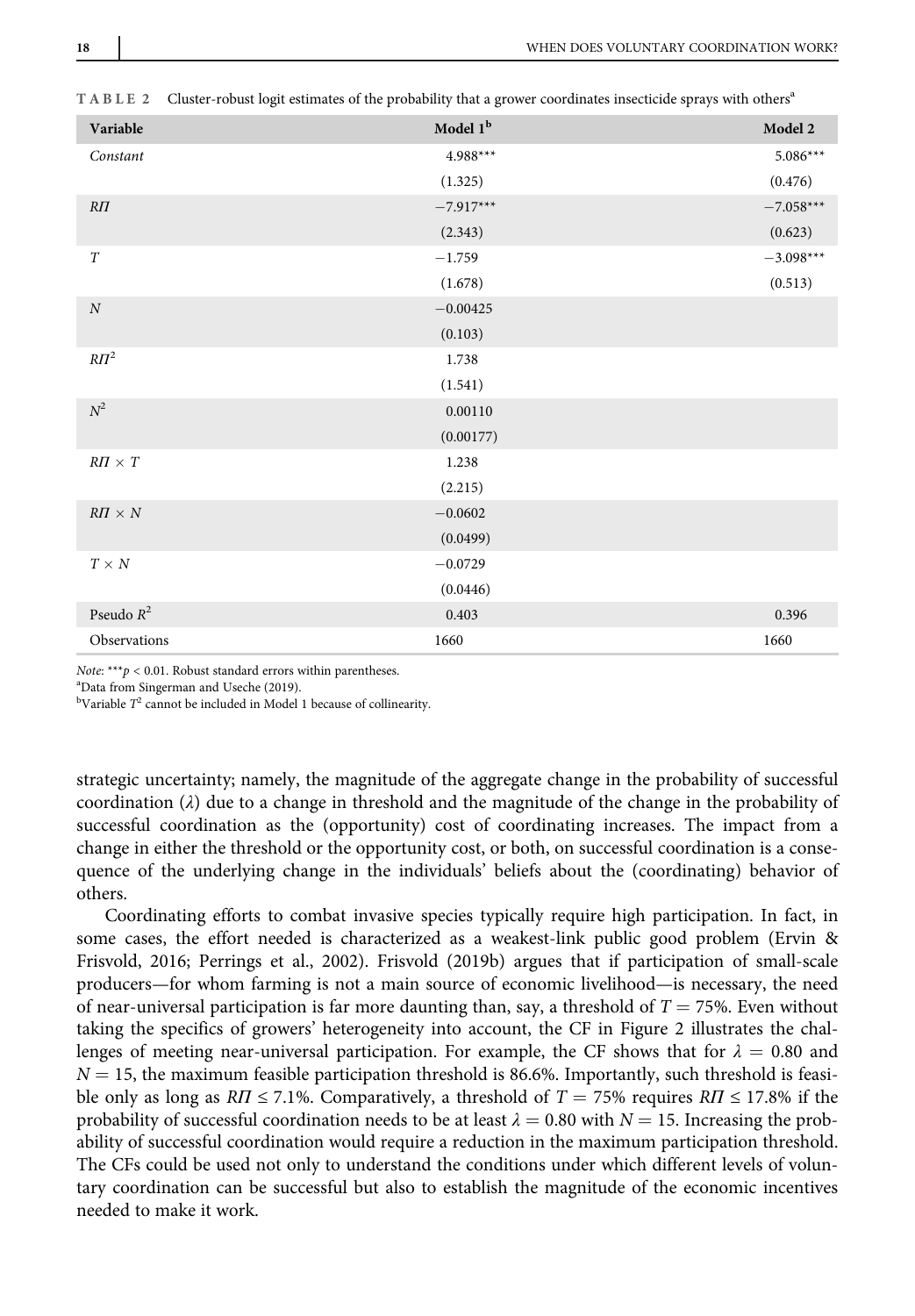**TABLE 2** Cluster-robust logit estimates of the probability that a grower coordinates insecticide sprays with others[a]

| Variable | Model 1[b] | Model 2 |
|---|---|---|
| *Constant* | 4.988*** | 5.086*** |
| | (1.325) | (0.476) |
| $R\Pi$ | −7.917*** | −7.058*** |
| | (2.343) | (0.623) |
| $T$ | −1.759 | −3.098*** |
| | (1.678) | (0.513) |
| $N$ | −0.00425 | |
| | (0.103) | |
| $R\Pi^2$ | 1.738 | |
| | (1.541) | |
| $N^2$ | 0.00110 | |
| | (0.00177) | |
| $R\Pi \times T$ | 1.238 | |
| | (2.215) | |
| $R\Pi \times N$ | −0.0602 | |
| | (0.0499) | |
| $T \times N$ | −0.0729 | |
| | (0.0446) | |
| Pseudo $R^2$ | 0.403 | 0.396 |
| Observations | 1660 | 1660 |

*Note*: ***$p < 0.01$. Robust standard errors within parentheses.

[a]Data from Singerman and Useche (2019).

[b]Variable $T^2$ cannot be included in Model 1 because of collinearity.

strategic uncertainty; namely, the magnitude of the aggregate change in the probability of successful coordination ($\lambda$) due to a change in threshold and the magnitude of the change in the probability of successful coordination as the (opportunity) cost of coordinating increases. The impact from a change in either the threshold or the opportunity cost, or both, on successful coordination is a consequence of the underlying change in the individuals' beliefs about the (coordinating) behavior of others.

Coordinating efforts to combat invasive species typically require high participation. In fact, in some cases, the effort needed is characterized as a weakest-link public good problem (Ervin & Frisvold, 2016; Perrings et al., 2002). Frisvold (2019b) argues that if participation of small-scale producers—for whom farming is not a main source of economic livelihood—is necessary, the need of near-universal participation is far more daunting than, say, a threshold of $T = 75\%$. Even without taking the specifics of growers' heterogeneity into account, the CF in Figure 2 illustrates the challenges of meeting near-universal participation. For example, the CF shows that for $\lambda = 0.80$ and $N = 15$, the maximum feasible participation threshold is 86.6%. Importantly, such threshold is feasible only as long as $R\Pi \leq 7.1\%$. Comparatively, a threshold of $T = 75\%$ requires $R\Pi \leq 17.8\%$ if the probability of successful coordination needs to be at least $\lambda = 0.80$ with $N = 15$. Increasing the probability of successful coordination would require a reduction in the maximum participation threshold. The CFs could be used not only to understand the conditions under which different levels of voluntary coordination can be successful but also to establish the magnitude of the economic incentives needed to make it work.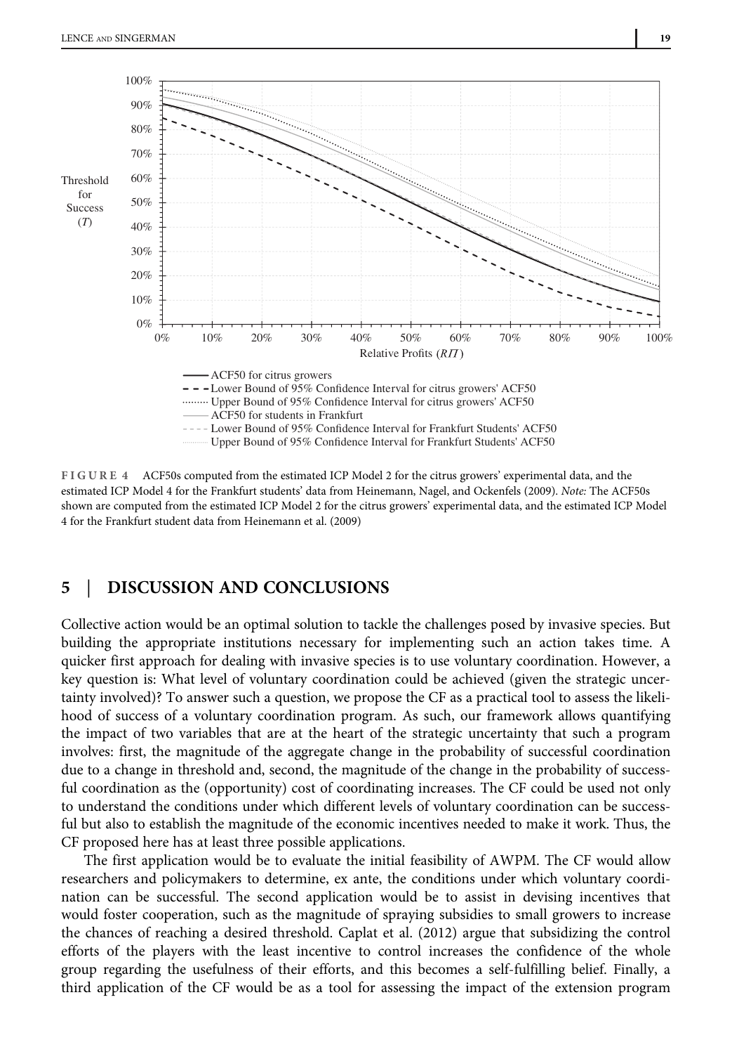**FIGURE 4** ACF50s computed from the estimated ICP Model 2 for the citrus growers' experimental data, and the estimated ICP Model 4 for the Frankfurt students' data from Heinemann, Nagel, and Ockenfels (2009). *Note:* The ACF50s shown are computed from the estimated ICP Model 2 for the citrus growers' experimental data, and the estimated ICP Model 4 for the Frankfurt student data from Heinemann et al. (2009)

## 5 | DISCUSSION AND CONCLUSIONS

Collective action would be an optimal solution to tackle the challenges posed by invasive species. But building the appropriate institutions necessary for implementing such an action takes time. A quicker first approach for dealing with invasive species is to use voluntary coordination. However, a key question is: What level of voluntary coordination could be achieved (given the strategic uncertainty involved)? To answer such a question, we propose the CF as a practical tool to assess the likelihood of success of a voluntary coordination program. As such, our framework allows quantifying the impact of two variables that are at the heart of the strategic uncertainty that such a program involves: first, the magnitude of the aggregate change in the probability of successful coordination due to a change in threshold and, second, the magnitude of the change in the probability of successful coordination as the (opportunity) cost of coordinating increases. The CF could be used not only to understand the conditions under which different levels of voluntary coordination can be successful but also to establish the magnitude of the economic incentives needed to make it work. Thus, the CF proposed here has at least three possible applications.

The first application would be to evaluate the initial feasibility of AWPM. The CF would allow researchers and policymakers to determine, ex ante, the conditions under which voluntary coordination can be successful. The second application would be to assist in devising incentives that would foster cooperation, such as the magnitude of spraying subsidies to small growers to increase the chances of reaching a desired threshold. Caplat et al. (2012) argue that subsidizing the control efforts of the players with the least incentive to control increases the confidence of the whole group regarding the usefulness of their efforts, and this becomes a self-fulfilling belief. Finally, a third application of the CF would be as a tool for assessing the impact of the extension program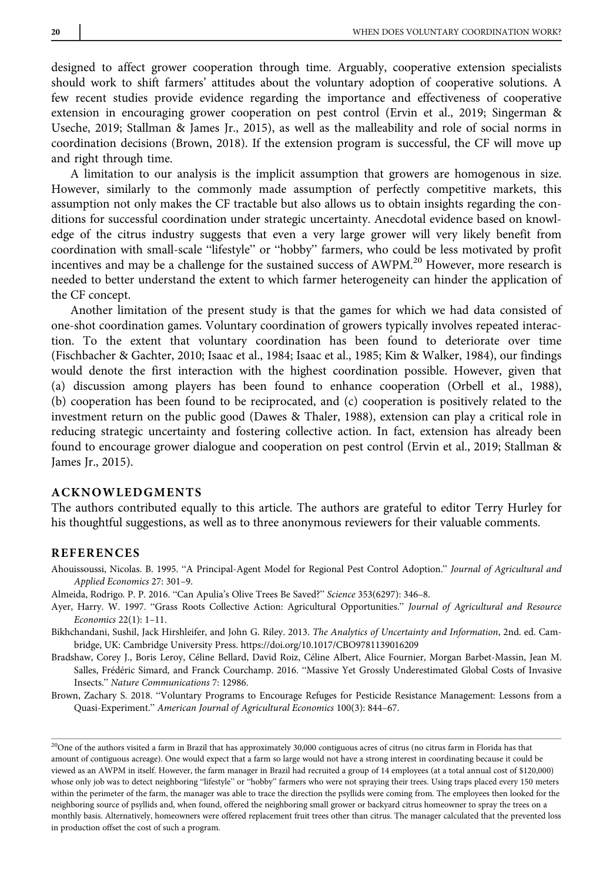designed to affect grower cooperation through time. Arguably, cooperative extension specialists should work to shift farmers' attitudes about the voluntary adoption of cooperative solutions. A few recent studies provide evidence regarding the importance and effectiveness of cooperative extension in encouraging grower cooperation on pest control (Ervin et al., 2019; Singerman & Useche, 2019; Stallman & James Jr., 2015), as well as the malleability and role of social norms in coordination decisions (Brown, 2018). If the extension program is successful, the CF will move up and right through time.

A limitation to our analysis is the implicit assumption that growers are homogenous in size. However, similarly to the commonly made assumption of perfectly competitive markets, this assumption not only makes the CF tractable but also allows us to obtain insights regarding the conditions for successful coordination under strategic uncertainty. Anecdotal evidence based on knowledge of the citrus industry suggests that even a very large grower will very likely benefit from coordination with small-scale "lifestyle" or "hobby" farmers, who could be less motivated by profit incentives and may be a challenge for the sustained success of AWPM.[20] However, more research is needed to better understand the extent to which farmer heterogeneity can hinder the application of the CF concept.

Another limitation of the present study is that the games for which we had data consisted of one-shot coordination games. Voluntary coordination of growers typically involves repeated interaction. To the extent that voluntary coordination has been found to deteriorate over time (Fischbacher & Gachter, 2010; Isaac et al., 1984; Isaac et al., 1985; Kim & Walker, 1984), our findings would denote the first interaction with the highest coordination possible. However, given that (a) discussion among players has been found to enhance cooperation (Orbell et al., 1988), (b) cooperation has been found to be reciprocated, and (c) cooperation is positively related to the investment return on the public good (Dawes & Thaler, 1988), extension can play a critical role in reducing strategic uncertainty and fostering collective action. In fact, extension has already been found to encourage grower dialogue and cooperation on pest control (Ervin et al., 2019; Stallman & James Jr., 2015).

## ACKNOWLEDGMENTS

The authors contributed equally to this article. The authors are grateful to editor Terry Hurley for his thoughtful suggestions, as well as to three anonymous reviewers for their valuable comments.

## REFERENCES

Ahouissoussi, Nicolas. B. 1995. "A Principal-Agent Model for Regional Pest Control Adoption." *Journal of Agricultural and Applied Economics* 27: 301–9.

Almeida, Rodrigo. P. P. 2016. "Can Apulia's Olive Trees Be Saved?" *Science* 353(6297): 346–8.

Ayer, Harry. W. 1997. "Grass Roots Collective Action: Agricultural Opportunities." *Journal of Agricultural and Resource Economics* 22(1): 1–11.

Bikhchandani, Sushil, Jack Hirshleifer, and John G. Riley. 2013. *The Analytics of Uncertainty and Information*, 2nd. ed. Cambridge, UK: Cambridge University Press. https://doi.org/10.1017/CBO9781139016209

Bradshaw, Corey J., Boris Leroy, Céline Bellard, David Roiz, Céline Albert, Alice Fournier, Morgan Barbet-Massin, Jean M. Salles, Frédéric Simard, and Franck Courchamp. 2016. "Massive Yet Grossly Underestimated Global Costs of Invasive Insects." *Nature Communications* 7: 12986.

Brown, Zachary S. 2018. "Voluntary Programs to Encourage Refuges for Pesticide Resistance Management: Lessons from a Quasi-Experiment." *American Journal of Agricultural Economics* 100(3): 844–67.

---

[20] One of the authors visited a farm in Brazil that has approximately 30,000 contiguous acres of citrus (no citrus farm in Florida has that amount of contiguous acreage). One would expect that a farm so large would not have a strong interest in coordinating because it could be viewed as an AWPM in itself. However, the farm manager in Brazil had recruited a group of 14 employees (at a total annual cost of $120,000) whose only job was to detect neighboring "lifestyle" or "hobby" farmers who were not spraying their trees. Using traps placed every 150 meters within the perimeter of the farm, the manager was able to trace the direction the psyllids were coming from. The employees then looked for the neighboring source of psyllids and, when found, offered the neighboring small grower or backyard citrus homeowner to spray the trees on a monthly basis. Alternatively, homeowners were offered replacement fruit trees other than citrus. The manager calculated that the prevented loss in production offset the cost of such a program.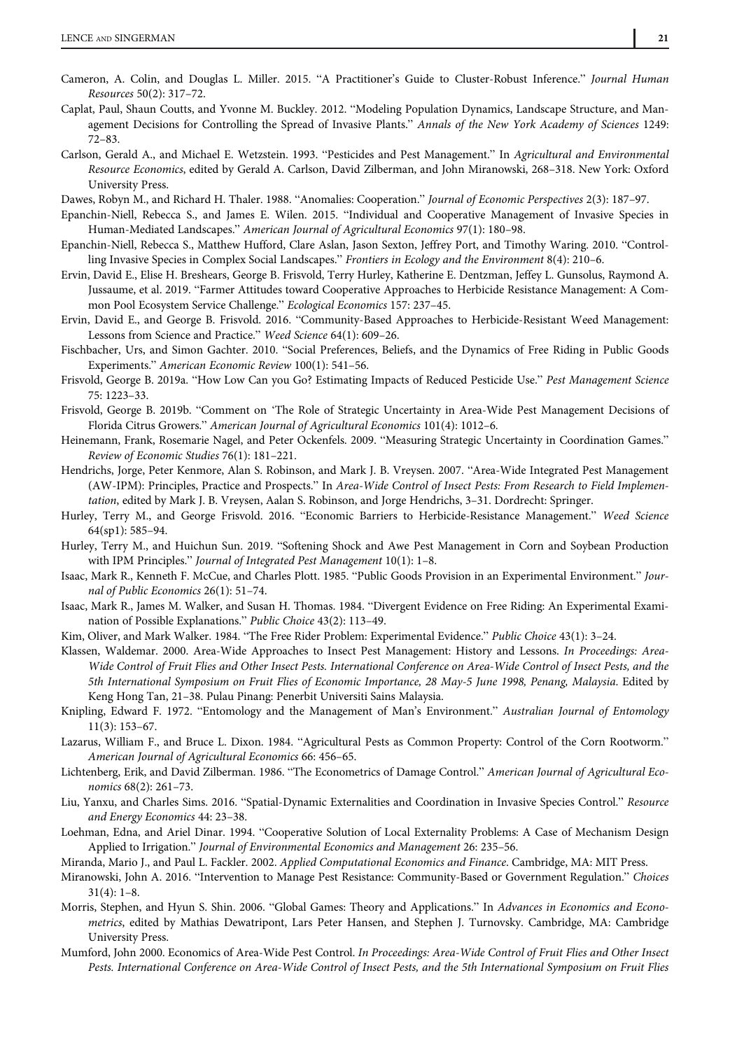Cameron, A. Colin, and Douglas L. Miller. 2015. "A Practitioner's Guide to Cluster-Robust Inference." *Journal Human Resources* 50(2): 317–72.

Caplat, Paul, Shaun Coutts, and Yvonne M. Buckley. 2012. "Modeling Population Dynamics, Landscape Structure, and Management Decisions for Controlling the Spread of Invasive Plants." *Annals of the New York Academy of Sciences* 1249: 72–83.

Carlson, Gerald A., and Michael E. Wetzstein. 1993. "Pesticides and Pest Management." In *Agricultural and Environmental Resource Economics*, edited by Gerald A. Carlson, David Zilberman, and John Miranowski, 268–318. New York: Oxford University Press.

Dawes, Robyn M., and Richard H. Thaler. 1988. "Anomalies: Cooperation." *Journal of Economic Perspectives* 2(3): 187–97.

Epanchin-Niell, Rebecca S., and James E. Wilen. 2015. "Individual and Cooperative Management of Invasive Species in Human-Mediated Landscapes." *American Journal of Agricultural Economics* 97(1): 180–98.

Epanchin-Niell, Rebecca S., Matthew Hufford, Clare Aslan, Jason Sexton, Jeffrey Port, and Timothy Waring. 2010. "Controlling Invasive Species in Complex Social Landscapes." *Frontiers in Ecology and the Environment* 8(4): 210–6.

Ervin, David E., Elise H. Breshears, George B. Frisvold, Terry Hurley, Katherine E. Dentzman, Jeffey L. Gunsolus, Raymond A. Jussaume, et al. 2019. "Farmer Attitudes toward Cooperative Approaches to Herbicide Resistance Management: A Common Pool Ecosystem Service Challenge." *Ecological Economics* 157: 237–45.

Ervin, David E., and George B. Frisvold. 2016. "Community-Based Approaches to Herbicide-Resistant Weed Management: Lessons from Science and Practice." *Weed Science* 64(1): 609–26.

Fischbacher, Urs, and Simon Gachter. 2010. "Social Preferences, Beliefs, and the Dynamics of Free Riding in Public Goods Experiments." *American Economic Review* 100(1): 541–56.

Frisvold, George B. 2019a. "How Low Can you Go? Estimating Impacts of Reduced Pesticide Use." *Pest Management Science* 75: 1223–33.

Frisvold, George B. 2019b. "Comment on 'The Role of Strategic Uncertainty in Area-Wide Pest Management Decisions of Florida Citrus Growers." *American Journal of Agricultural Economics* 101(4): 1012–6.

Heinemann, Frank, Rosemarie Nagel, and Peter Ockenfels. 2009. "Measuring Strategic Uncertainty in Coordination Games." *Review of Economic Studies* 76(1): 181–221.

Hendrichs, Jorge, Peter Kenmore, Alan S. Robinson, and Mark J. B. Vreysen. 2007. "Area-Wide Integrated Pest Management (AW-IPM): Principles, Practice and Prospects." In *Area-Wide Control of Insect Pests: From Research to Field Implementation*, edited by Mark J. B. Vreysen, Aalan S. Robinson, and Jorge Hendrichs, 3–31. Dordrecht: Springer.

Hurley, Terry M., and George Frisvold. 2016. "Economic Barriers to Herbicide-Resistance Management." *Weed Science* 64(sp1): 585–94.

Hurley, Terry M., and Huichun Sun. 2019. "Softening Shock and Awe Pest Management in Corn and Soybean Production with IPM Principles." *Journal of Integrated Pest Management* 10(1): 1–8.

Isaac, Mark R., Kenneth F. McCue, and Charles Plott. 1985. "Public Goods Provision in an Experimental Environment." *Journal of Public Economics* 26(1): 51–74.

Isaac, Mark R., James M. Walker, and Susan H. Thomas. 1984. "Divergent Evidence on Free Riding: An Experimental Examination of Possible Explanations." *Public Choice* 43(2): 113–49.

Kim, Oliver, and Mark Walker. 1984. "The Free Rider Problem: Experimental Evidence." *Public Choice* 43(1): 3–24.

Klassen, Waldemar. 2000. Area-Wide Approaches to Insect Pest Management: History and Lessons. *In Proceedings: Area-Wide Control of Fruit Flies and Other Insect Pests. International Conference on Area-Wide Control of Insect Pests, and the 5th International Symposium on Fruit Flies of Economic Importance, 28 May-5 June 1998, Penang, Malaysia*. Edited by Keng Hong Tan, 21–38. Pulau Pinang: Penerbit Universiti Sains Malaysia.

Knipling, Edward F. 1972. "Entomology and the Management of Man's Environment." *Australian Journal of Entomology* 11(3): 153–67.

Lazarus, William F., and Bruce L. Dixon. 1984. "Agricultural Pests as Common Property: Control of the Corn Rootworm." *American Journal of Agricultural Economics* 66: 456–65.

Lichtenberg, Erik, and David Zilberman. 1986. "The Econometrics of Damage Control." *American Journal of Agricultural Economics* 68(2): 261–73.

Liu, Yanxu, and Charles Sims. 2016. "Spatial-Dynamic Externalities and Coordination in Invasive Species Control." *Resource and Energy Economics* 44: 23–38.

Loehman, Edna, and Ariel Dinar. 1994. "Cooperative Solution of Local Externality Problems: A Case of Mechanism Design Applied to Irrigation." *Journal of Environmental Economics and Management* 26: 235–56.

Miranda, Mario J., and Paul L. Fackler. 2002. *Applied Computational Economics and Finance*. Cambridge, MA: MIT Press.

Miranowski, John A. 2016. "Intervention to Manage Pest Resistance: Community-Based or Government Regulation." *Choices* 31(4): 1–8.

Morris, Stephen, and Hyun S. Shin. 2006. "Global Games: Theory and Applications." In *Advances in Economics and Econometrics*, edited by Mathias Dewatripont, Lars Peter Hansen, and Stephen J. Turnovsky. Cambridge, MA: Cambridge University Press.

Mumford, John 2000. Economics of Area-Wide Pest Control. *In Proceedings: Area-Wide Control of Fruit Flies and Other Insect Pests. International Conference on Area-Wide Control of Insect Pests, and the 5th International Symposium on Fruit Flies*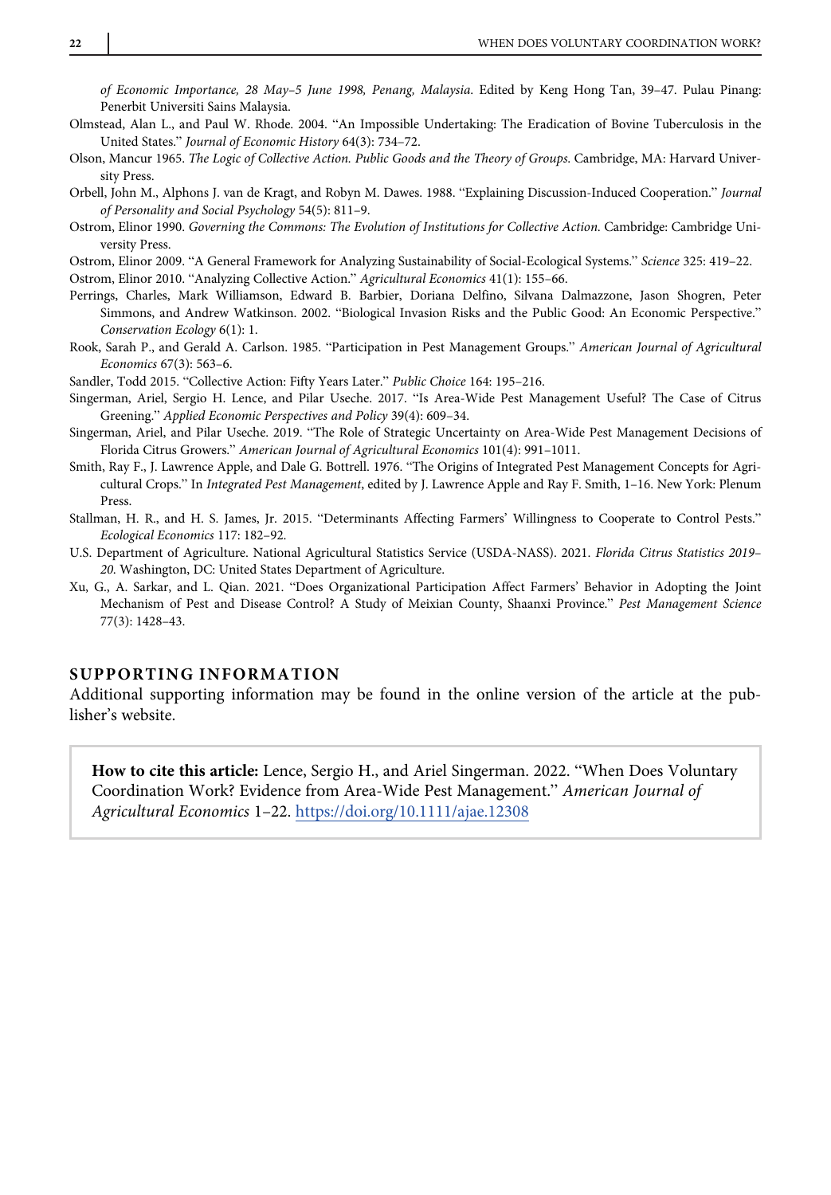*of Economic Importance, 28 May–5 June 1998, Penang, Malaysia*. Edited by Keng Hong Tan, 39–47. Pulau Pinang: Penerbit Universiti Sains Malaysia.

Olmstead, Alan L., and Paul W. Rhode. 2004. "An Impossible Undertaking: The Eradication of Bovine Tuberculosis in the United States." *Journal of Economic History* 64(3): 734–72.

Olson, Mancur 1965. *The Logic of Collective Action. Public Goods and the Theory of Groups*. Cambridge, MA: Harvard University Press.

Orbell, John M., Alphons J. van de Kragt, and Robyn M. Dawes. 1988. "Explaining Discussion-Induced Cooperation." *Journal of Personality and Social Psychology* 54(5): 811–9.

Ostrom, Elinor 1990. *Governing the Commons: The Evolution of Institutions for Collective Action*. Cambridge: Cambridge University Press.

Ostrom, Elinor 2009. "A General Framework for Analyzing Sustainability of Social-Ecological Systems." *Science* 325: 419–22.

Ostrom, Elinor 2010. "Analyzing Collective Action." *Agricultural Economics* 41(1): 155–66.

Perrings, Charles, Mark Williamson, Edward B. Barbier, Doriana Delfino, Silvana Dalmazzone, Jason Shogren, Peter Simmons, and Andrew Watkinson. 2002. "Biological Invasion Risks and the Public Good: An Economic Perspective." *Conservation Ecology* 6(1): 1.

Rook, Sarah P., and Gerald A. Carlson. 1985. "Participation in Pest Management Groups." *American Journal of Agricultural Economics* 67(3): 563–6.

Sandler, Todd 2015. "Collective Action: Fifty Years Later." *Public Choice* 164: 195–216.

Singerman, Ariel, Sergio H. Lence, and Pilar Useche. 2017. "Is Area-Wide Pest Management Useful? The Case of Citrus Greening." *Applied Economic Perspectives and Policy* 39(4): 609–34.

Singerman, Ariel, and Pilar Useche. 2019. "The Role of Strategic Uncertainty on Area-Wide Pest Management Decisions of Florida Citrus Growers." *American Journal of Agricultural Economics* 101(4): 991–1011.

Smith, Ray F., J. Lawrence Apple, and Dale G. Bottrell. 1976. "The Origins of Integrated Pest Management Concepts for Agricultural Crops." In *Integrated Pest Management*, edited by J. Lawrence Apple and Ray F. Smith, 1–16. New York: Plenum Press.

Stallman, H. R., and H. S. James, Jr. 2015. "Determinants Affecting Farmers' Willingness to Cooperate to Control Pests." *Ecological Economics* 117: 182–92.

U.S. Department of Agriculture. National Agricultural Statistics Service (USDA-NASS). 2021. *Florida Citrus Statistics 2019–20*. Washington, DC: United States Department of Agriculture.

Xu, G., A. Sarkar, and L. Qian. 2021. "Does Organizational Participation Affect Farmers' Behavior in Adopting the Joint Mechanism of Pest and Disease Control? A Study of Meixian County, Shaanxi Province." *Pest Management Science* 77(3): 1428–43.

## SUPPORTING INFORMATION

Additional supporting information may be found in the online version of the article at the publisher's website.

**How to cite this article:** Lence, Sergio H., and Ariel Singerman. 2022. "When Does Voluntary Coordination Work? Evidence from Area-Wide Pest Management." *American Journal of Agricultural Economics* 1–22. https://doi.org/10.1111/ajae.12308